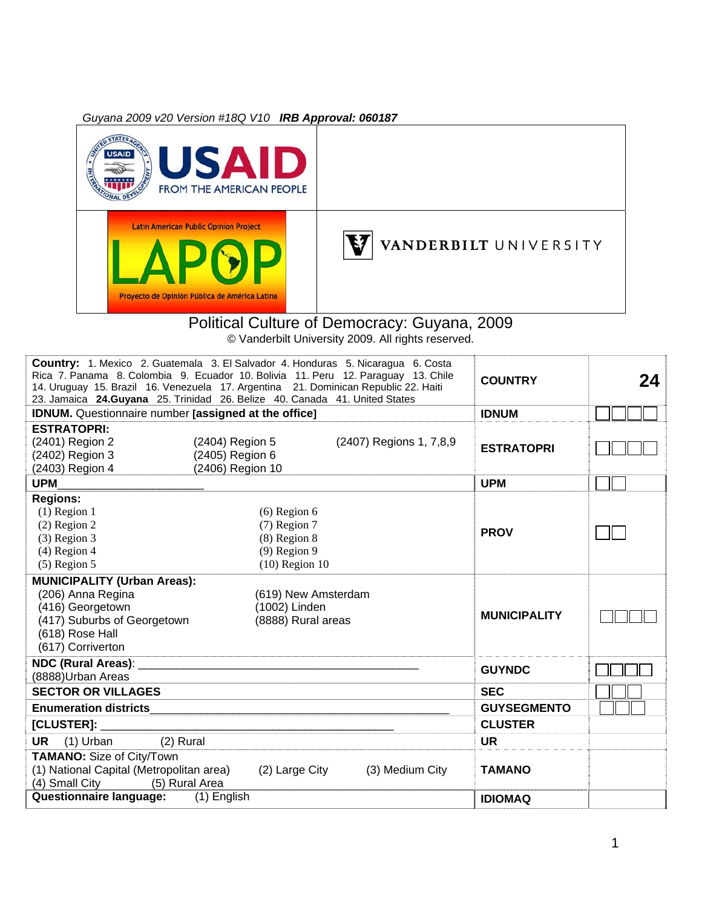*Guyana 2009 v20 Version #18Q V10* ***IRB Approval: 060187***

USAID FROM THE AMERICAN PEOPLE

Latin American Public Opinion Project
LAPOP
Proyecto de Opinión Pública de América Latina

VANDERBILT UNIVERSITY

# Political Culture of Democracy: Guyana, 2009

© Vanderbilt University 2009. All rights reserved.

| | | |
|---|---|---|
| **Country:** 1. Mexico 2. Guatemala 3. El Salvador 4. Honduras 5. Nicaragua 6. Costa Rica 7. Panama 8. Colombia 9. Ecuador 10. Bolivia 11. Peru 12. Paraguay 13. Chile 14. Uruguay 15. Brazil 16. Venezuela 17. Argentina 21. Dominican Republic 22. Haiti 23. Jamaica **24.Guyana** 25. Trinidad 26. Belize 40. Canada 41. United States | **COUNTRY** | **24** |
| **IDNUM.** Questionnaire number **[assigned at the office]** | **IDNUM** | ☐☐☐☐ |
| **ESTRATOPRI:** (2401) Region 2; (2402) Region 3; (2403) Region 4; (2404) Region 5; (2405) Region 6; (2406) Region 10; (2407) Regions 1, 7,8,9 | **ESTRATOPRI** | ☐☐☐☐ |
| **UPM**_______________________ | **UPM** | ☐☐ |
| **Regions:** (1) Region 1; (2) Region 2; (3) Region 3; (4) Region 4; (5) Region 5; (6) Region 6; (7) Region 7; (8) Region 8; (9) Region 9; (10) Region 10 | **PROV** | ☐☐ |
| **MUNICIPALITY (Urban Areas):** (206) Anna Regina; (416) Georgetown; (417) Suburbs of Georgetown; (618) Rose Hall; (617) Corriverton; (619) New Amsterdam; (1002) Linden; (8888) Rural areas | **MUNICIPALITY** | ☐☐☐☐ |
| **NDC (Rural Areas)**: ___________________________________________ (8888)Urban Areas | **GUYNDC** | ☐☐☐☐ |
| **SECTOR OR VILLAGES** | **SEC** | ☐☐☐ |
| **Enumeration districts**______________________________________________ | **GUYSEGMENTO** | ☐☐☐ |
| **[CLUSTER]:** _____________________________________________ | **CLUSTER** | |
| **UR** (1) Urban (2) Rural | **UR** | |
| **TAMANO:** Size of City/Town (1) National Capital (Metropolitan area) (2) Large City (3) Medium City (4) Small City (5) Rural Area | **TAMANO** | |
| **Questionnaire language:** (1) English | **IDIOMAQ** | |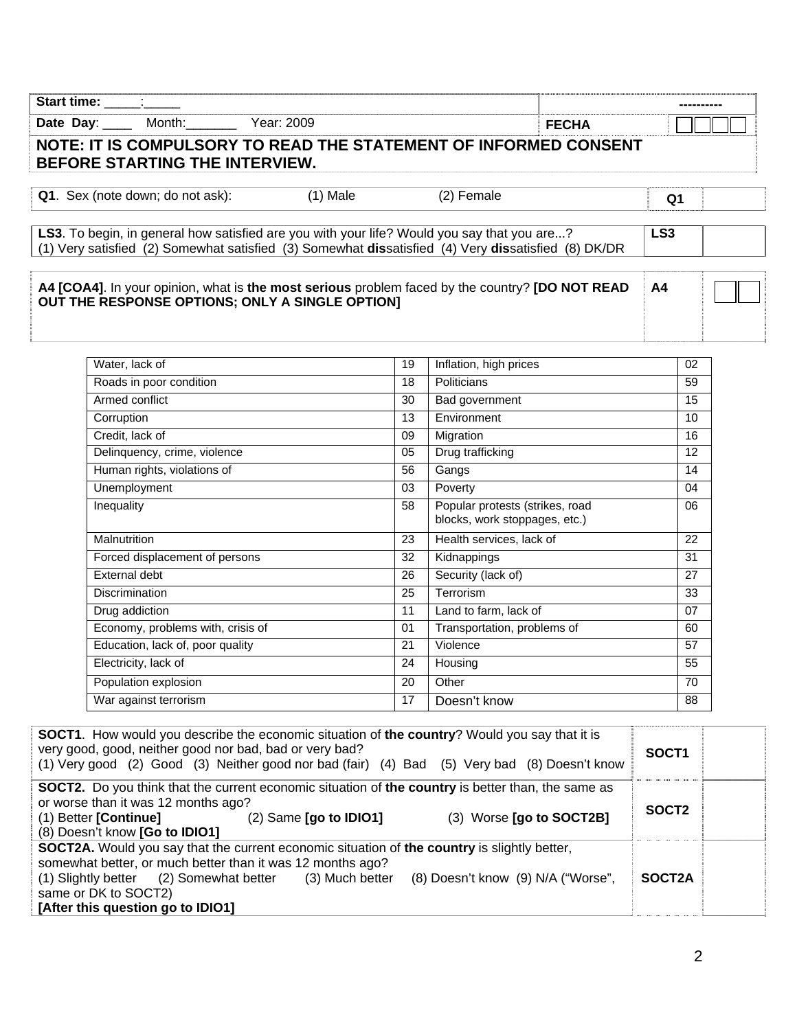| Start time: _____:_____ | | ---------- |
|---|---|---|
| **Date Day**: ____ Month:_______ Year: 2009 | **FECHA** | |

**NOTE: IT IS COMPULSORY TO READ THE STATEMENT OF INFORMED CONSENT BEFORE STARTING THE INTERVIEW.**

| **Q1**. Sex (note down; do not ask): (1) Male (2) Female | **Q1** | |
|---|---|---|

| **LS3**. To begin, in general how satisfied are you with your life? Would you say that you are...? (1) Very satisfied (2) Somewhat satisfied (3) Somewhat **dis**satisfied (4) Very **dis**satisfied (8) DK/DR | **LS3** | |
|---|---|---|

| **A4 [COA4]**. In your opinion, what is **the most serious** problem faced by the country? **[DO NOT READ OUT THE RESPONSE OPTIONS; ONLY A SINGLE OPTION]** | **A4** | |
|---|---|---|

| Problem | Code | Problem | Code |
|---|---|---|---|
| Water, lack of | 19 | Inflation, high prices | 02 |
| Roads in poor condition | 18 | Politicians | 59 |
| Armed conflict | 30 | Bad government | 15 |
| Corruption | 13 | Environment | 10 |
| Credit, lack of | 09 | Migration | 16 |
| Delinquency, crime, violence | 05 | Drug trafficking | 12 |
| Human rights, violations of | 56 | Gangs | 14 |
| Unemployment | 03 | Poverty | 04 |
| Inequality | 58 | Popular protests (strikes, road blocks, work stoppages, etc.) | 06 |
| Malnutrition | 23 | Health services, lack of | 22 |
| Forced displacement of persons | 32 | Kidnappings | 31 |
| External debt | 26 | Security (lack of) | 27 |
| Discrimination | 25 | Terrorism | 33 |
| Drug addiction | 11 | Land to farm, lack of | 07 |
| Economy, problems with, crisis of | 01 | Transportation, problems of | 60 |
| Education, lack of, poor quality | 21 | Violence | 57 |
| Electricity, lack of | 24 | Housing | 55 |
| Population explosion | 20 | Other | 70 |
| War against terrorism | 17 | Doesn't know | 88 |

| Question | Code | |
|---|---|---|
| **SOCT1**. How would you describe the economic situation of **the country**? Would you say that it is very good, good, neither good nor bad, bad or very bad? (1) Very good (2) Good (3) Neither good nor bad (fair) (4) Bad (5) Very bad (8) Doesn't know | **SOCT1** | |
| **SOCT2.** Do you think that the current economic situation of **the country** is better than, the same as or worse than it was 12 months ago? (1) Better **[Continue]** (2) Same **[go to IDIO1]** (3) Worse **[go to SOCT2B]** (8) Doesn't know **[Go to IDIO1]** | **SOCT2** | |
| **SOCT2A.** Would you say that the current economic situation of **the country** is slightly better, somewhat better, or much better than it was 12 months ago? (1) Slightly better (2) Somewhat better (3) Much better (8) Doesn't know (9) N/A ("Worse", same or DK to SOCT2) **[After this question go to IDIO1]** | **SOCT2A** | |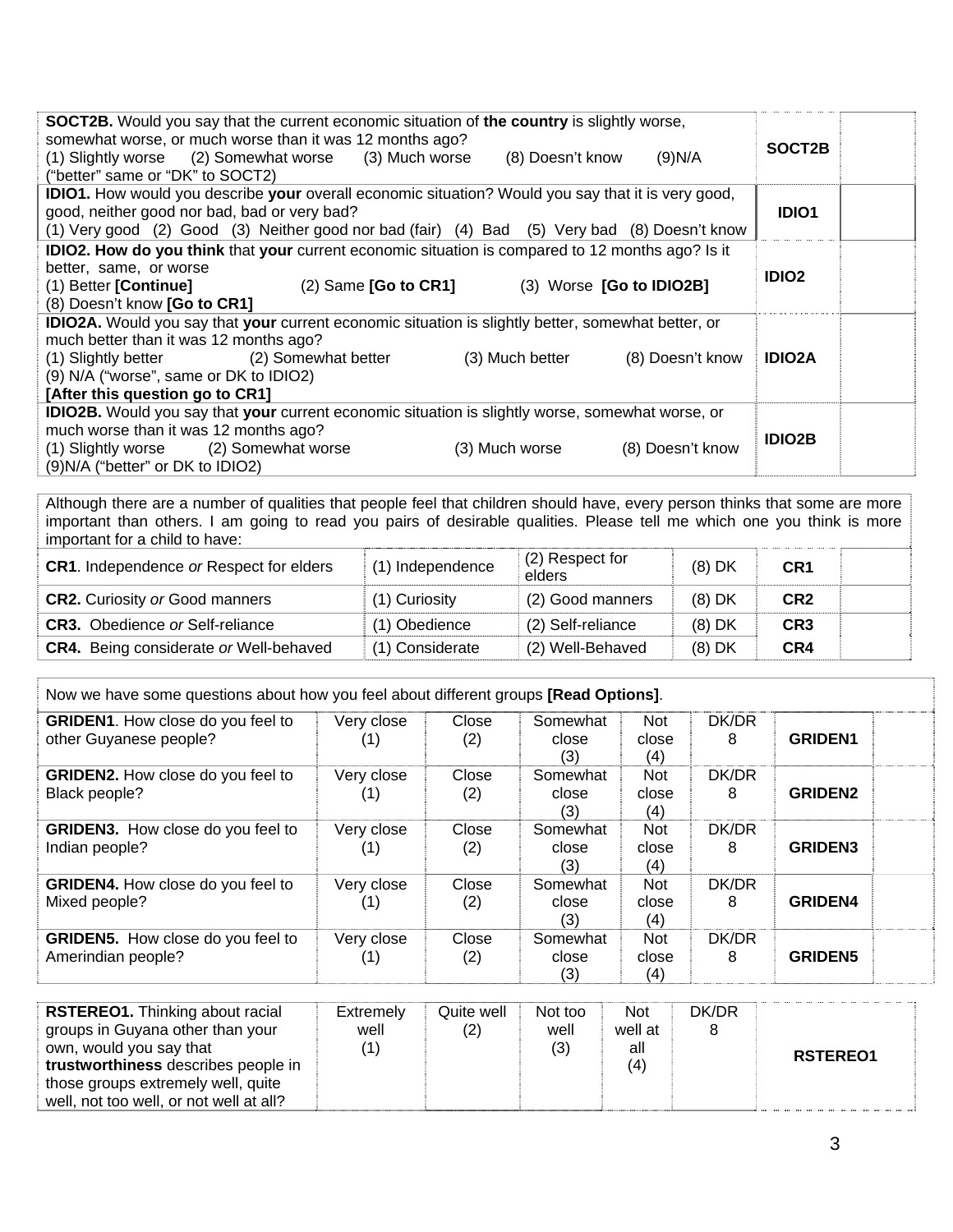| | | |
|---|---|---|
| **SOCT2B.** Would you say that the current economic situation of **the country** is slightly worse, somewhat worse, or much worse than it was 12 months ago?<br>(1) Slightly worse (2) Somewhat worse (3) Much worse (8) Doesn't know (9)N/A ("better" same or "DK" to SOCT2) | **SOCT2B** | |
| **IDIO1.** How would you describe **your** overall economic situation? Would you say that it is very good, good, neither good nor bad, bad or very bad?<br>(1) Very good (2) Good (3) Neither good nor bad (fair) (4) Bad (5) Very bad (8) Doesn't know | **IDIO1** | |
| **IDIO2. How do you think** that **your** current economic situation is compared to 12 months ago? Is it better, same, or worse<br>(1) Better **[Continue]** (2) Same **[Go to CR1]** (3) Worse **[Go to IDIO2B]**<br>(8) Doesn't know **[Go to CR1]** | **IDIO2** | |
| **IDIO2A.** Would you say that **your** current economic situation is slightly better, somewhat better, or much better than it was 12 months ago?<br>(1) Slightly better (2) Somewhat better (3) Much better (8) Doesn't know<br>(9) N/A ("worse", same or DK to IDIO2)<br>**[After this question go to CR1]** | **IDIO2A** | |
| **IDIO2B.** Would you say that **your** current economic situation is slightly worse, somewhat worse, or much worse than it was 12 months ago?<br>(1) Slightly worse (2) Somewhat worse (3) Much worse (8) Doesn't know<br>(9)N/A ("better" or DK to IDIO2) | **IDIO2B** | |

Although there are a number of qualities that people feel that children should have, every person thinks that some are more important than others. I am going to read you pairs of desirable qualities. Please tell me which one you think is more important for a child to have:

| | | | | | |
|---|---|---|---|---|---|
| **CR1**. Independence *or* Respect for elders | (1) Independence | (2) Respect for elders | (8) DK | **CR1** | |
| **CR2.** Curiosity *or* Good manners | (1) Curiosity | (2) Good manners | (8) DK | **CR2** | |
| **CR3.** Obedience *or* Self-reliance | (1) Obedience | (2) Self-reliance | (8) DK | **CR3** | |
| **CR4.** Being considerate *or* Well-behaved | (1) Considerate | (2) Well-Behaved | (8) DK | **CR4** | |

Now we have some questions about how you feel about different groups **[Read Options]**.

| | | | | | | | |
|---|---|---|---|---|---|---|---|
| **GRIDEN1**. How close do you feel to other Guyanese people? | Very close (1) | Close (2) | Somewhat close (3) | Not close (4) | DK/DR 8 | **GRIDEN1** | |
| **GRIDEN2.** How close do you feel to Black people? | Very close (1) | Close (2) | Somewhat close (3) | Not close (4) | DK/DR 8 | **GRIDEN2** | |
| **GRIDEN3.** How close do you feel to Indian people? | Very close (1) | Close (2) | Somewhat close (3) | Not close (4) | DK/DR 8 | **GRIDEN3** | |
| **GRIDEN4.** How close do you feel to Mixed people? | Very close (1) | Close (2) | Somewhat close (3) | Not close (4) | DK/DR 8 | **GRIDEN4** | |
| **GRIDEN5.** How close do you feel to Amerindian people? | Very close (1) | Close (2) | Somewhat close (3) | Not close (4) | DK/DR 8 | **GRIDEN5** | |

| | | | | | | |
|---|---|---|---|---|---|---|
| **RSTEREO1.** Thinking about racial groups in Guyana other than your own, would you say that **trustworthiness** describes people in those groups extremely well, quite well, not too well, or not well at all? | Extremely well (1) | Quite well (2) | Not too well (3) | Not well at all (4) | DK/DR 8 | **RSTEREO1** |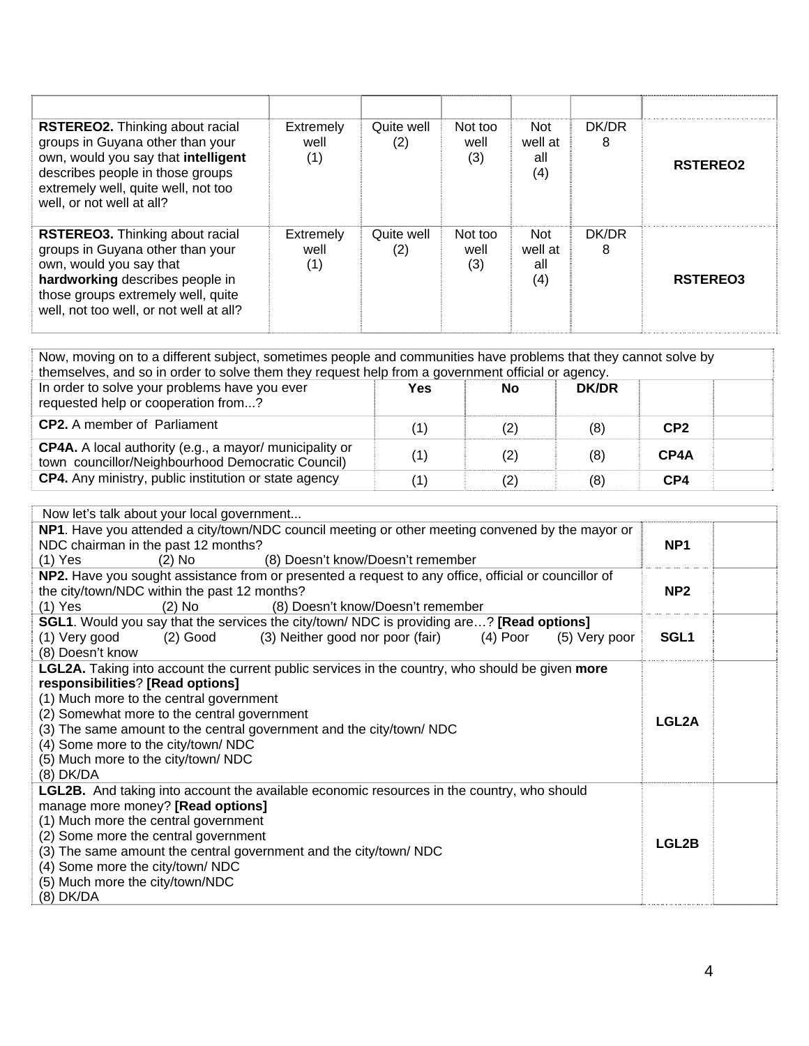| | | | | | | |
|---|---|---|---|---|---|---|
| **RSTEREO2.** Thinking about racial groups in Guyana other than your own, would you say that **intelligent** describes people in those groups extremely well, quite well, not too well, or not well at all? | Extremely well (1) | Quite well (2) | Not too well (3) | Not well at all (4) | DK/DR 8 | **RSTEREO2** |
| **RSTEREO3.** Thinking about racial groups in Guyana other than your own, would you say that **hardworking** describes people in those groups extremely well, quite well, not too well, or not well at all? | Extremely well (1) | Quite well (2) | Not too well (3) | Not well at all (4) | DK/DR 8 | **RSTEREO3** |

Now, moving on to a different subject, sometimes people and communities have problems that they cannot solve by themselves, and so in order to solve them they request help from a government official or agency.

| In order to solve your problems have you ever requested help or cooperation from...? | Yes | No | DK/DR | | |
|---|---|---|---|---|---|
| **CP2.** A member of Parliament | (1) | (2) | (8) | **CP2** | |
| **CP4A.** A local authority (e.g., a mayor/ municipality or town councillor/Neighbourhood Democratic Council) | (1) | (2) | (8) | **CP4A** | |
| **CP4.** Any ministry, public institution or state agency | (1) | (2) | (8) | **CP4** | |

Now let's talk about your local government...

| | | |
|---|---|---|
| **NP1**. Have you attended a city/town/NDC council meeting or other meeting convened by the mayor or NDC chairman in the past 12 months?<br>(1) Yes (2) No (8) Doesn't know/Doesn't remember | **NP1** | |
| **NP2.** Have you sought assistance from or presented a request to any office, official or councillor of the city/town/NDC within the past 12 months?<br>(1) Yes (2) No (8) Doesn't know/Doesn't remember | **NP2** | |
| **SGL1**. Would you say that the services the city/town/ NDC is providing are…? **[Read options]**<br>(1) Very good (2) Good (3) Neither good nor poor (fair) (4) Poor (5) Very poor (8) Doesn't know | **SGL1** | |
| **LGL2A.** Taking into account the current public services in the country, who should be given **more responsibilities**? **[Read options]**<br>(1) Much more to the central government<br>(2) Somewhat more to the central government<br>(3) The same amount to the central government and the city/town/ NDC<br>(4) Some more to the city/town/ NDC<br>(5) Much more to the city/town/ NDC<br>(8) DK/DA | **LGL2A** | |
| **LGL2B.** And taking into account the available economic resources in the country, who should manage more money? **[Read options]**<br>(1) Much more the central government<br>(2) Some more the central government<br>(3) The same amount the central government and the city/town/ NDC<br>(4) Some more the city/town/ NDC<br>(5) Much more the city/town/NDC<br>(8) DK/DA | **LGL2B** | |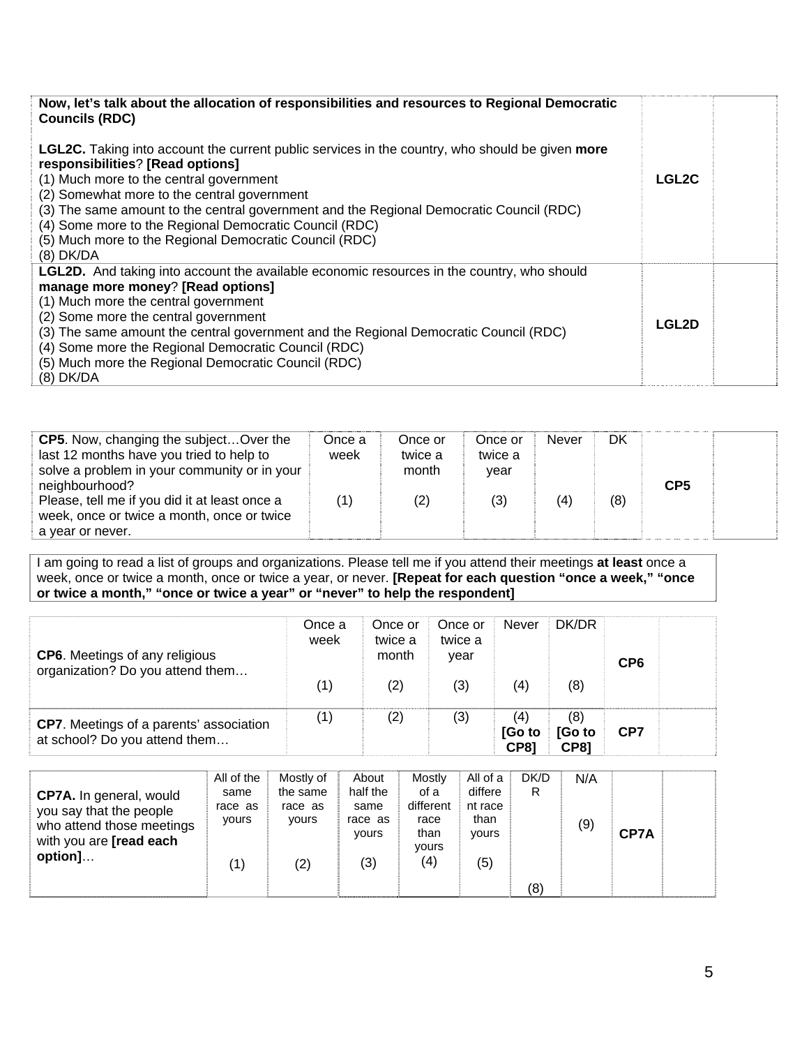| Now, let's talk about the allocation of responsibilities and resources to Regional Democratic Councils (RDC)<br><br>**LGL2C.** Taking into account the current public services in the country, who should be given **more responsibilities**? **[Read options]**<br>(1) Much more to the central government<br>(2) Somewhat more to the central government<br>(3) The same amount to the central government and the Regional Democratic Council (RDC)<br>(4) Some more to the Regional Democratic Council (RDC)<br>(5) Much more to the Regional Democratic Council (RDC)<br>(8) DK/DA | **LGL2C** | |
|---|---|---|
| **LGL2D.** And taking into account the available economic resources in the country, who should **manage more money**? **[Read options]**<br>(1) Much more the central government<br>(2) Some more the central government<br>(3) The same amount the central government and the Regional Democratic Council (RDC)<br>(4) Some more the Regional Democratic Council (RDC)<br>(5) Much more the Regional Democratic Council (RDC)<br>(8) DK/DA | **LGL2D** | |

| | Once a week | Once or twice a month | Once or twice a year | Never | DK | | |
|---|---|---|---|---|---|---|---|
| **CP5**. Now, changing the subject…Over the last 12 months have you tried to help to solve a problem in your community or in your neighbourhood? Please, tell me if you did it at least once a week, once or twice a month, once or twice a year or never. | (1) | (2) | (3) | (4) | (8) | **CP5** | |

I am going to read a list of groups and organizations. Please tell me if you attend their meetings **at least** once a week, once or twice a month, once or twice a year, or never. **[Repeat for each question "once a week," "once or twice a month," "once or twice a year" or "never" to help the respondent]**

| | Once a week | Once or twice a month | Once or twice a year | Never | DK/DR | | |
|---|---|---|---|---|---|---|---|
| **CP6**. Meetings of any religious organization? Do you attend them… | (1) | (2) | (3) | (4) | (8) | **CP6** | |
| **CP7**. Meetings of a parents' association at school? Do you attend them… | (1) | (2) | (3) | (4) **[Go to CP8]** | (8) **[Go to CP8]** | **CP7** | |

| | All of the same race as yours | Mostly of the same race as yours | About half the same race as yours | Mostly of a different race than yours | All of a different race than yours | DK/DR | N/A | | |
|---|---|---|---|---|---|---|---|---|---|
| **CP7A.** In general, would you say that the people who attend those meetings with you are **[read each option]**… | (1) | (2) | (3) | (4) | (5) | (8) | (9) | **CP7A** | |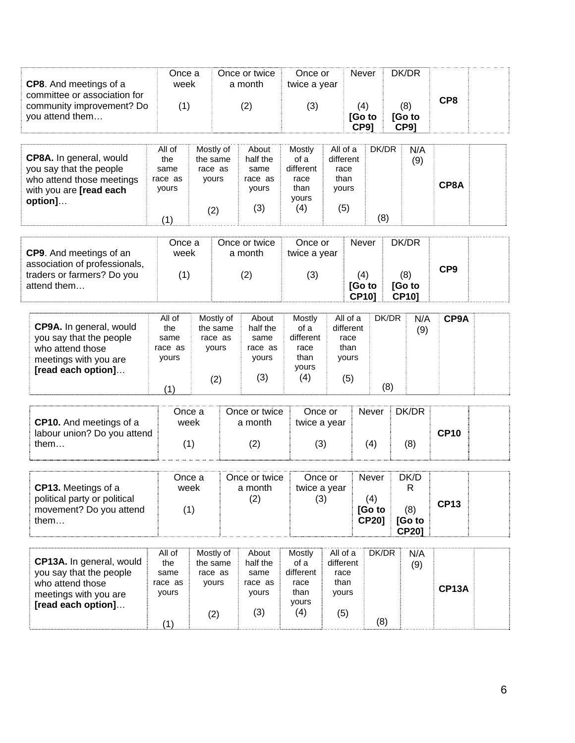| CP8. And meetings of a committee or association for community improvement? Do you attend them… | Once a week (1) | Once or twice a month (2) | Once or twice a year (3) | Never (4) [Go to CP9] | DK/DR (8) [Go to CP9] | CP8 | |
|---|---|---|---|---|---|---|---|

| CP8A. In general, would you say that the people who attend those meetings with you are [read each option]… | All of the same race as yours (1) | Mostly of the same race as yours (2) | About half the same race as yours (3) | Mostly of a different race than yours (4) | All of a different race than yours (5) | DK/DR (8) | N/A (9) | CP8A | |
|---|---|---|---|---|---|---|---|---|---|

| CP9. And meetings of an association of professionals, traders or farmers? Do you attend them… | Once a week (1) | Once or twice a month (2) | Once or twice a year (3) | Never (4) [Go to CP10] | DK/DR (8) [Go to CP10] | CP9 | |
|---|---|---|---|---|---|---|---|

| CP9A. In general, would you say that the people who attend those meetings with you are [read each option]… | All of the same race as yours (1) | Mostly of the same race as yours (2) | About half the same race as yours (3) | Mostly of a different race than yours (4) | All of a different race than yours (5) | DK/DR (8) | N/A (9) | CP9A | |
|---|---|---|---|---|---|---|---|---|---|

| CP10. And meetings of a labour union? Do you attend them… | Once a week (1) | Once or twice a month (2) | Once or twice a year (3) | Never (4) | DK/DR (8) | CP10 | |
|---|---|---|---|---|---|---|---|

| CP13. Meetings of a political party or political movement? Do you attend them… | Once a week (1) | Once or twice a month (2) | Once or twice a year (3) | Never (4) [Go to CP20] | DK/DR (8) [Go to CP20] | CP13 | |
|---|---|---|---|---|---|---|---|

| CP13A. In general, would you say that the people who attend those meetings with you are [read each option]… | All of the same race as yours (1) | Mostly of the same race as yours (2) | About half the same race as yours (3) | Mostly of a different race than yours (4) | All of a different race than yours (5) | DK/DR (8) | N/A (9) | CP13A | |
|---|---|---|---|---|---|---|---|---|---|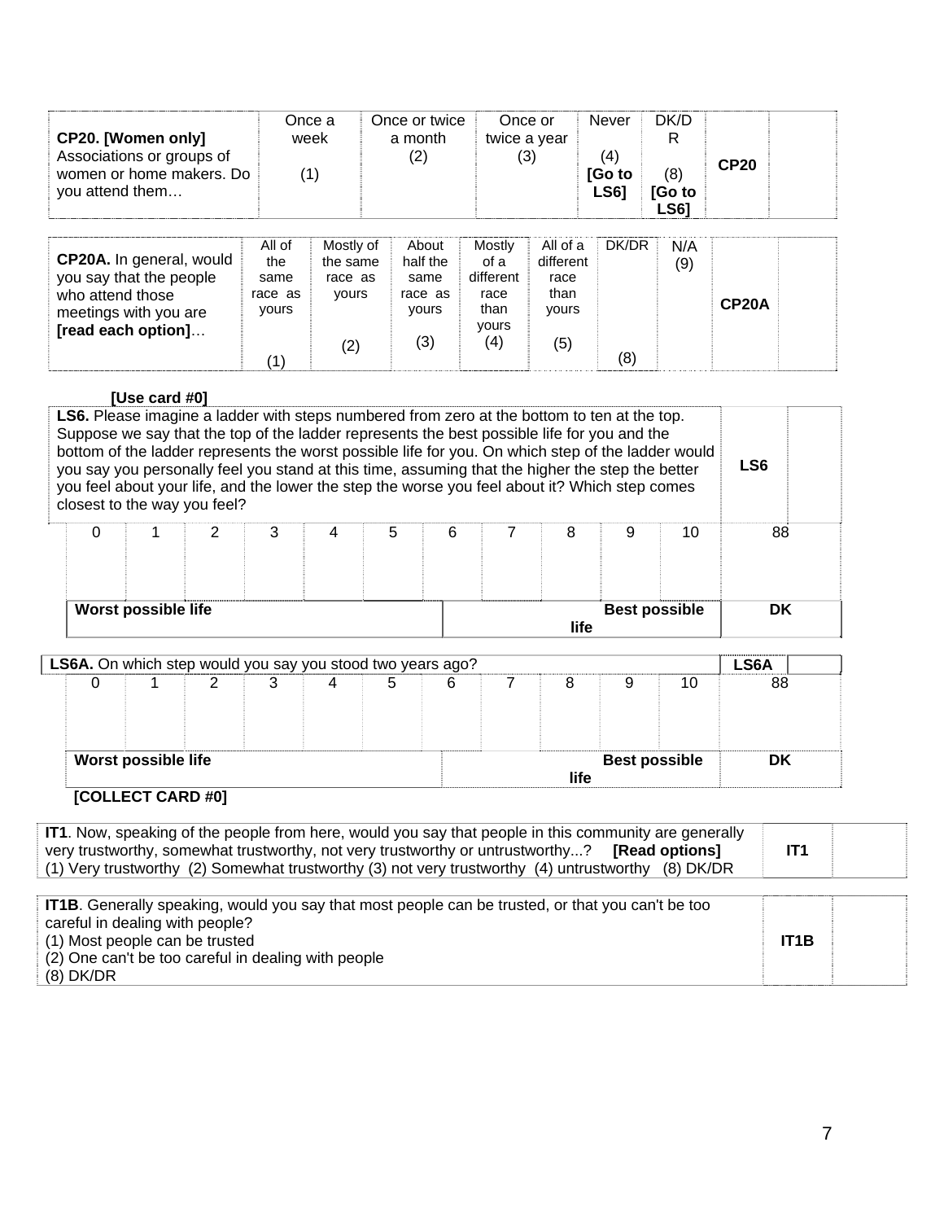| **CP20. [Women only]** Associations or groups of women or home makers. Do you attend them… | Once a week (1) | Once or twice a month (2) | Once or twice a year (3) | Never (4) **[Go to LS6]** | DK/DR (8) **[Go to LS6]** | **CP20** | |
|---|---|---|---|---|---|---|---|

| **CP20A.** In general, would you say that the people who attend those meetings with you are **[read each option]**… | All of the same race as yours (1) | Mostly of the same race as yours (2) | About half the same race as yours (3) | Mostly of a different race than yours (4) | All of a different race than yours (5) | DK/DR (8) | N/A (9) | **CP20A** | |
|---|---|---|---|---|---|---|---|---|---|

**[Use card #0]**

| **LS6.** Please imagine a ladder with steps numbered from zero at the bottom to ten at the top. Suppose we say that the top of the ladder represents the best possible life for you and the bottom of the ladder represents the worst possible life for you. On which step of the ladder would you say you personally feel you stand at this time, assuming that the higher the step the better you feel about your life, and the lower the step the worse you feel about it? Which step comes closest to the way you feel? | | | | | | | | | | | **LS6** | |
|---|---|---|---|---|---|---|---|---|---|---|---|---|
| 0 | 1 | 2 | 3 | 4 | 5 | 6 | 7 | 8 | 9 | 10 | 88 | |
| **Worst possible life** | | | | | | **Best possible life** | | | | | **DK** | |

| **LS6A.** On which step would you say you stood two years ago? | | | | | | | | | | | **LS6A** | |
|---|---|---|---|---|---|---|---|---|---|---|---|---|
| 0 | 1 | 2 | 3 | 4 | 5 | 6 | 7 | 8 | 9 | 10 | 88 | |
| **Worst possible life** | | | | | | **Best possible life** | | | | | **DK** | |

**[COLLECT CARD #0]**

| **IT1**. Now, speaking of the people from here, would you say that people in this community are generally very trustworthy, somewhat trustworthy, not very trustworthy or untrustworthy...? **[Read options]** (1) Very trustworthy (2) Somewhat trustworthy (3) not very trustworthy (4) untrustworthy (8) DK/DR | **IT1** | |
|---|---|---|

| **IT1B**. Generally speaking, would you say that most people can be trusted, or that you can't be too careful in dealing with people? (1) Most people can be trusted (2) One can't be too careful in dealing with people (8) DK/DR | **IT1B** | |
|---|---|---|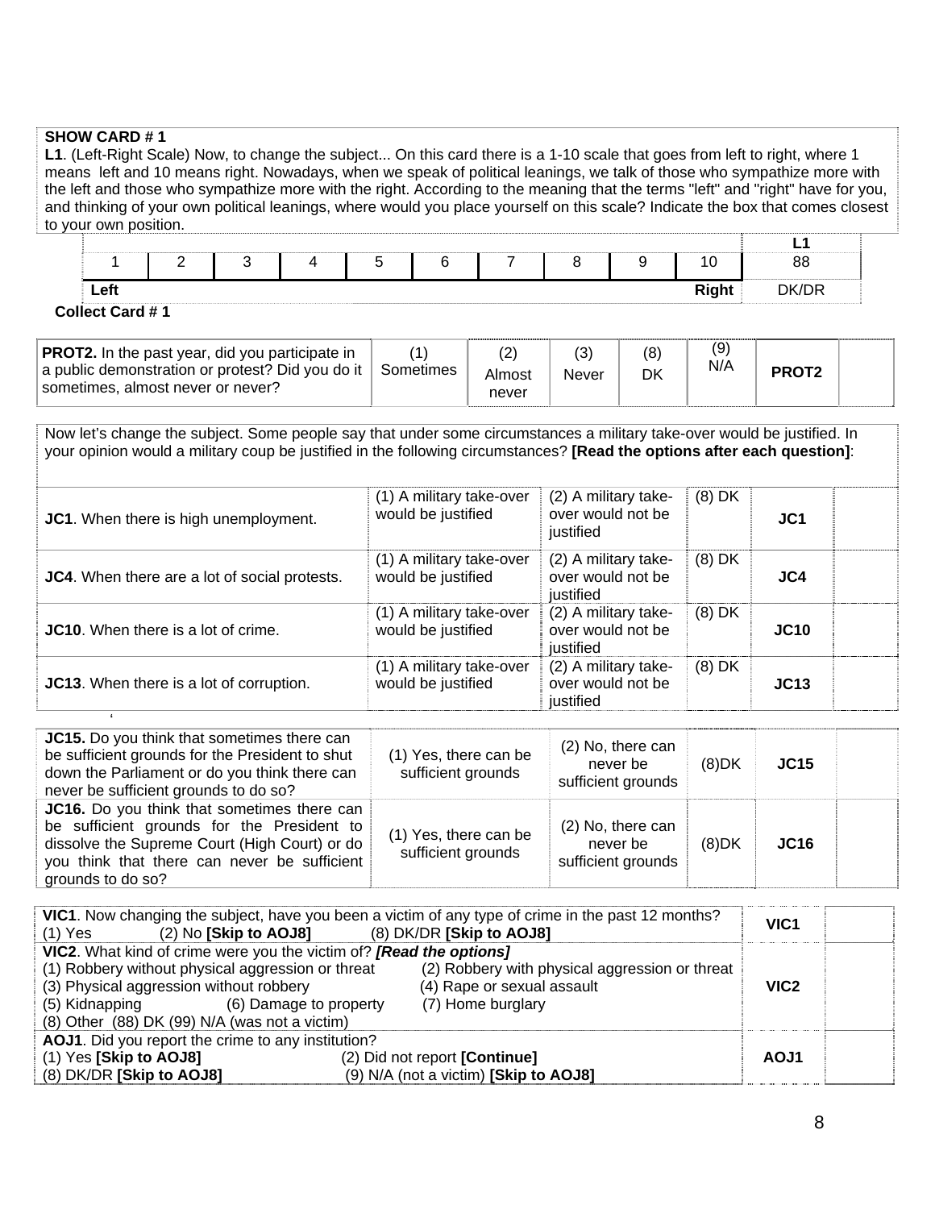**SHOW CARD # 1**

**L1**. (Left-Right Scale) Now, to change the subject... On this card there is a 1-10 scale that goes from left to right, where 1 means left and 10 means right. Nowadays, when we speak of political leanings, we talk of those who sympathize more with the left and those who sympathize more with the right. According to the meaning that the terms "left" and "right" have for you, and thinking of your own political leanings, where would you place yourself on this scale? Indicate the box that comes closest to your own position.

| | | | | | | | | | | **L1** |
|---|---|---|---|---|---|---|---|---|---|---|
| 1 | 2 | 3 | 4 | 5 | 6 | 7 | 8 | 9 | 10 | 88 |
| **Left** | | | | | | | | | **Right** | DK/DR |

**Collect Card # 1**

| | | | | | | | |
|---|---|---|---|---|---|---|---|
| **PROT2.** In the past year, did you participate in a public demonstration or protest? Did you do it sometimes, almost never or never? | (1) Sometimes | (2) Almost never | (3) Never | (8) DK | (9) N/A | **PROT2** | |

Now let's change the subject. Some people say that under some circumstances a military take-over would be justified. In your opinion would a military coup be justified in the following circumstances? **[Read the options after each question]**:

| | | | | | |
|---|---|---|---|---|---|
| **JC1**. When there is high unemployment. | (1) A military take-over would be justified | (2) A military take-over would not be justified | (8) DK | **JC1** | |
| **JC4**. When there are a lot of social protests. | (1) A military take-over would be justified | (2) A military take-over would not be justified | (8) DK | **JC4** | |
| **JC10**. When there is a lot of crime. | (1) A military take-over would be justified | (2) A military take-over would not be justified | (8) DK | **JC10** | |
| **JC13**. When there is a lot of corruption. | (1) A military take-over would be justified | (2) A military take-over would not be justified | (8) DK | **JC13** | |

| | | | | | |
|---|---|---|---|---|---|
| **JC15.** Do you think that sometimes there can be sufficient grounds for the President to shut down the Parliament or do you think there can never be sufficient grounds to do so? | (1) Yes, there can be sufficient grounds | (2) No, there can never be sufficient grounds | (8)DK | **JC15** | |
| **JC16.** Do you think that sometimes there can be sufficient grounds for the President to dissolve the Supreme Court (High Court) or do you think that there can never be sufficient grounds to do so? | (1) Yes, there can be sufficient grounds | (2) No, there can never be sufficient grounds | (8)DK | **JC16** | |

| | | |
|---|---|---|
| **VIC1**. Now changing the subject, have you been a victim of any type of crime in the past 12 months?<br>(1) Yes (2) No **[Skip to AOJ8]** (8) DK/DR **[Skip to AOJ8]** | **VIC1** | |
| **VIC2**. What kind of crime were you the victim of? ***[Read the options]***<br>(1) Robbery without physical aggression or threat (2) Robbery with physical aggression or threat<br>(3) Physical aggression without robbery (4) Rape or sexual assault<br>(5) Kidnapping (6) Damage to property (7) Home burglary<br>(8) Other (88) DK (99) N/A (was not a victim) | **VIC2** | |
| **AOJ1**. Did you report the crime to any institution?<br>(1) Yes **[Skip to AOJ8]** (2) Did not report **[Continue]**<br>(8) DK/DR **[Skip to AOJ8]** (9) N/A (not a victim) **[Skip to AOJ8]** | **AOJ1** | |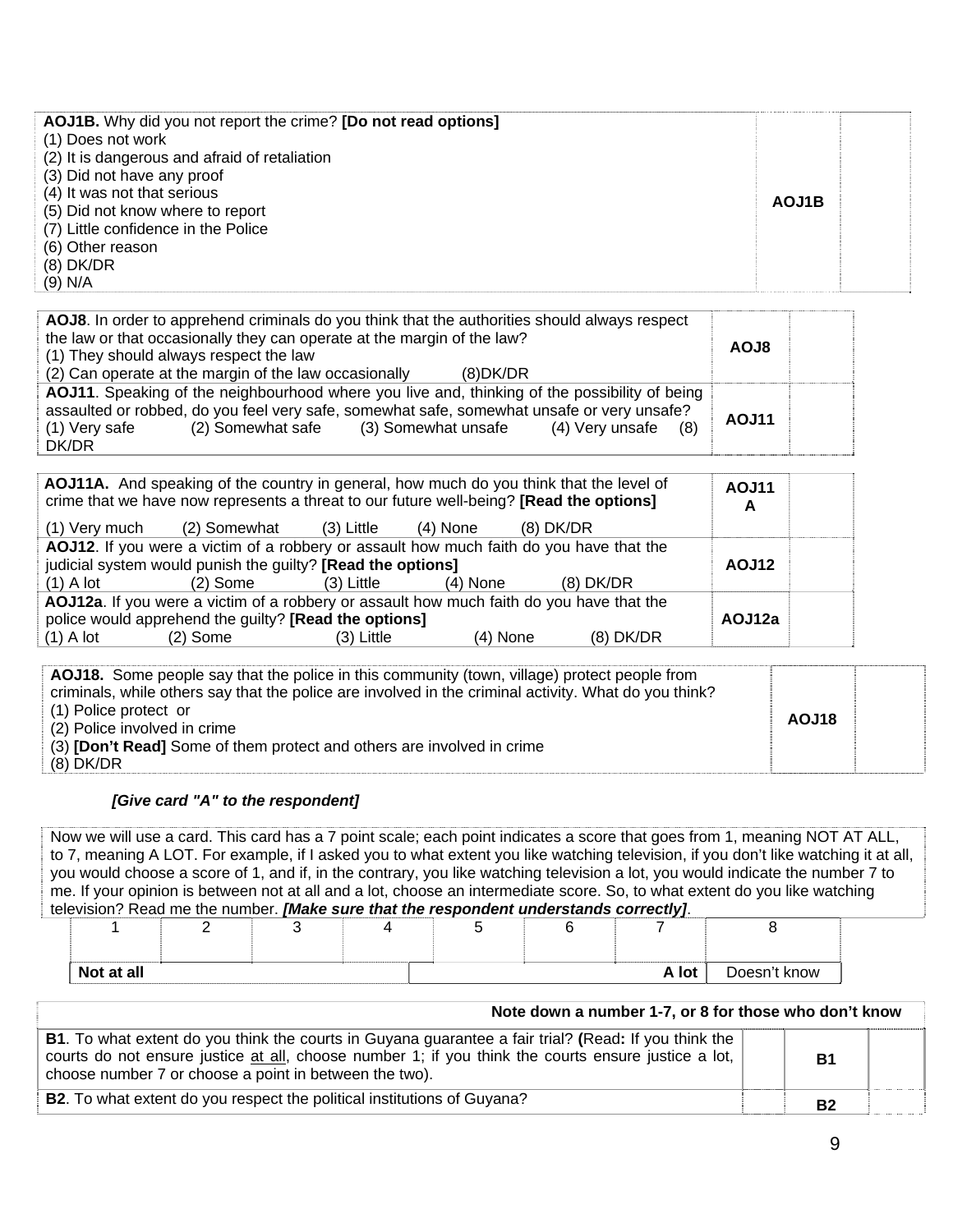| | | |
|---|---|---|
| **AOJ1B.** Why did you not report the crime? **[Do not read options]**<br>(1) Does not work<br>(2) It is dangerous and afraid of retaliation<br>(3) Did not have any proof<br>(4) It was not that serious<br>(5) Did not know where to report<br>(7) Little confidence in the Police<br>(6) Other reason<br>(8) DK/DR<br>(9) N/A | **AOJ1B** | |

| | | |
|---|---|---|
| **AOJ8**. In order to apprehend criminals do you think that the authorities should always respect the law or that occasionally they can operate at the margin of the law?<br>(1) They should always respect the law<br>(2) Can operate at the margin of the law occasionally (8)DK/DR | **AOJ8** | |
| **AOJ11**. Speaking of the neighbourhood where you live and, thinking of the possibility of being assaulted or robbed, do you feel very safe, somewhat safe, somewhat unsafe or very unsafe?<br>(1) Very safe (2) Somewhat safe (3) Somewhat unsafe (4) Very unsafe (8) DK/DR | **AOJ11** | |

| | | |
|---|---|---|
| **AOJ11A.** And speaking of the country in general, how much do you think that the level of crime that we have now represents a threat to our future well-being? **[Read the options]**<br>(1) Very much (2) Somewhat (3) Little (4) None (8) DK/DR | **AOJ11 A** | |
| **AOJ12**. If you were a victim of a robbery or assault how much faith do you have that the judicial system would punish the guilty? **[Read the options]**<br>(1) A lot (2) Some (3) Little (4) None (8) DK/DR | **AOJ12** | |
| **AOJ12a**. If you were a victim of a robbery or assault how much faith do you have that the police would apprehend the guilty? **[Read the options]**<br>(1) A lot (2) Some (3) Little (4) None (8) DK/DR | **AOJ12a** | |

| | | |
|---|---|---|
| **AOJ18.** Some people say that the police in this community (town, village) protect people from criminals, while others say that the police are involved in the criminal activity. What do you think?<br>(1) Police protect or<br>(2) Police involved in crime<br>(3) **[Don't Read]** Some of them protect and others are involved in crime<br>(8) DK/DR | **AOJ18** | |

***[Give card "A" to the respondent]***

Now we will use a card. This card has a 7 point scale; each point indicates a score that goes from 1, meaning NOT AT ALL, to 7, meaning A LOT. For example, if I asked you to what extent you like watching television, if you don't like watching it at all, you would choose a score of 1, and if, in the contrary, you like watching television a lot, you would indicate the number 7 to me. If your opinion is between not at all and a lot, choose an intermediate score. So, to what extent do you like watching television? Read me the number. ***[Make sure that the respondent understands correctly]***.

| 1 | 2 | 3 | 4 | 5 | 6 | 7 | 8 |
|---|---|---|---|---|---|---|---|
| **Not at all** | | | | | | **A lot** | Doesn't know |

| **Note down a number 1-7, or 8 for those who don't know** | | | |
|---|---|---|---|
| **B1**. To what extent do you think the courts in Guyana guarantee a fair trial? **(**Read**:** If you think the courts do not ensure justice <u>at all</u>, choose number 1; if you think the courts ensure justice a lot, choose number 7 or choose a point in between the two). | | **B1** | |
| **B2**. To what extent do you respect the political institutions of Guyana? | | **B2** | |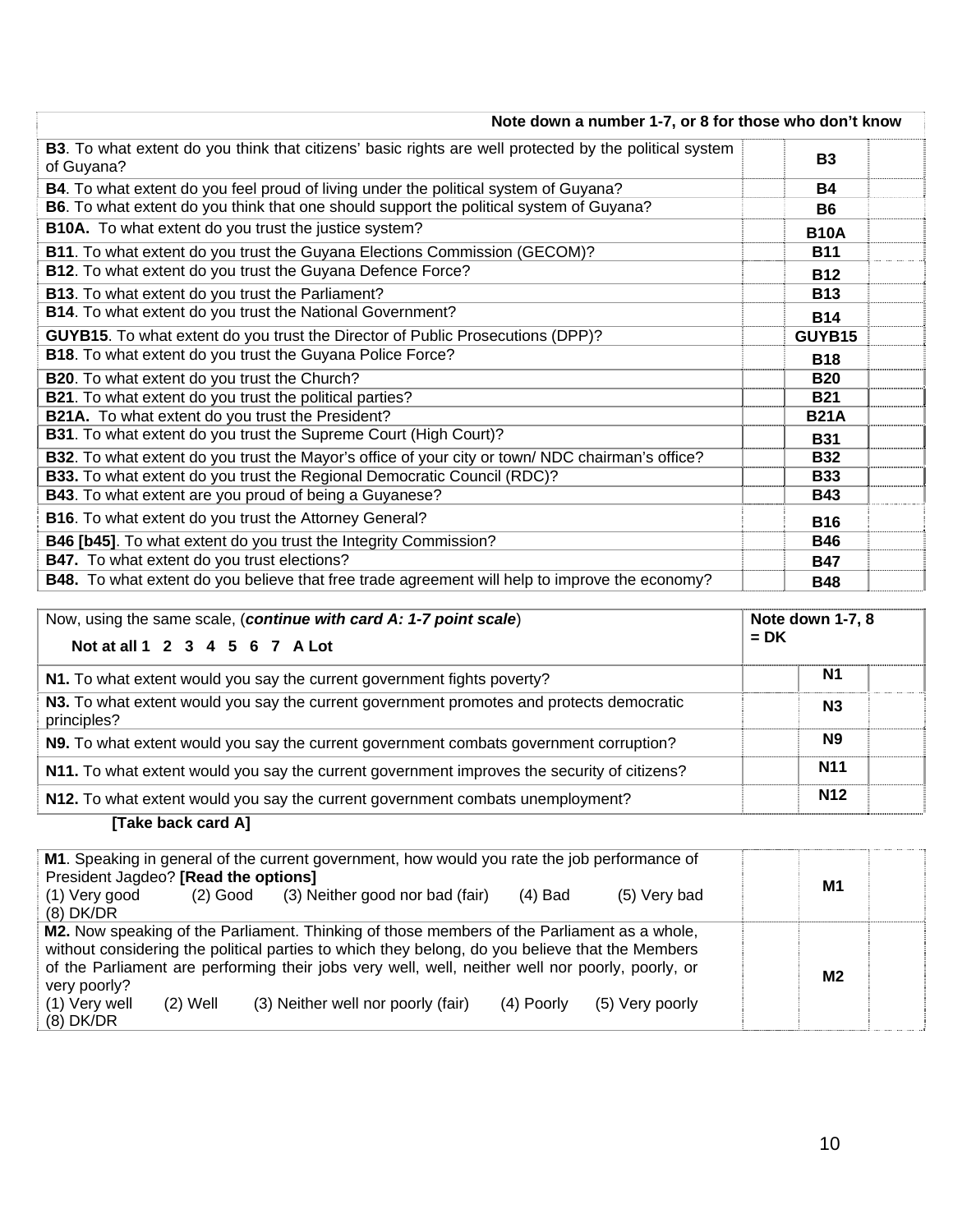| Note down a number 1-7, or 8 for those who don't know | | | |
|---|---|---|---|
| **B3**. To what extent do you think that citizens' basic rights are well protected by the political system of Guyana? | | **B3** | |
| **B4**. To what extent do you feel proud of living under the political system of Guyana? | | **B4** | |
| **B6**. To what extent do you think that one should support the political system of Guyana? | | **B6** | |
| **B10A.** To what extent do you trust the justice system? | | **B10A** | |
| **B11**. To what extent do you trust the Guyana Elections Commission (GECOM)? | | **B11** | |
| **B12**. To what extent do you trust the Guyana Defence Force? | | **B12** | |
| **B13**. To what extent do you trust the Parliament? | | **B13** | |
| **B14**. To what extent do you trust the National Government? | | **B14** | |
| **GUYB15**. To what extent do you trust the Director of Public Prosecutions (DPP)? | | **GUYB15** | |
| **B18**. To what extent do you trust the Guyana Police Force? | | **B18** | |
| **B20**. To what extent do you trust the Church? | | **B20** | |
| **B21**. To what extent do you trust the political parties? | | **B21** | |
| **B21A.** To what extent do you trust the President? | | **B21A** | |
| **B31**. To what extent do you trust the Supreme Court (High Court)? | | **B31** | |
| **B32**. To what extent do you trust the Mayor's office of your city or town/ NDC chairman's office? | | **B32** | |
| **B33.** To what extent do you trust the Regional Democratic Council (RDC)? | | **B33** | |
| **B43**. To what extent are you proud of being a Guyanese? | | **B43** | |
| **B16**. To what extent do you trust the Attorney General? | | **B16** | |
| **B46 [b45]**. To what extent do you trust the Integrity Commission? | | **B46** | |
| **B47.** To what extent do you trust elections? | | **B47** | |
| **B48.** To what extent do you believe that free trade agreement will help to improve the economy? | | **B48** | |

| Now, using the same scale, (***continue with card A: 1-7 point scale***)<br>**Not at all 1 2 3 4 5 6 7 A Lot** | **Note down 1-7, 8 = DK** | | |
|---|---|---|---|
| **N1.** To what extent would you say the current government fights poverty? | | **N1** | |
| **N3.** To what extent would you say the current government promotes and protects democratic principles? | | **N3** | |
| **N9.** To what extent would you say the current government combats government corruption? | | **N9** | |
| **N11.** To what extent would you say the current government improves the security of citizens? | | **N11** | |
| **N12.** To what extent would you say the current government combats unemployment? | | **N12** | |

**[Take back card A]**

| | | | |
|---|---|---|---|
| **M1**. Speaking in general of the current government, how would you rate the job performance of President Jagdeo? **[Read the options]**<br>(1) Very good (2) Good (3) Neither good nor bad (fair) (4) Bad (5) Very bad<br>(8) DK/DR | | **M1** | |
| **M2.** Now speaking of the Parliament. Thinking of those members of the Parliament as a whole, without considering the political parties to which they belong, do you believe that the Members of the Parliament are performing their jobs very well, well, neither well nor poorly, poorly, or very poorly?<br>(1) Very well (2) Well (3) Neither well nor poorly (fair) (4) Poorly (5) Very poorly<br>(8) DK/DR | | **M2** | |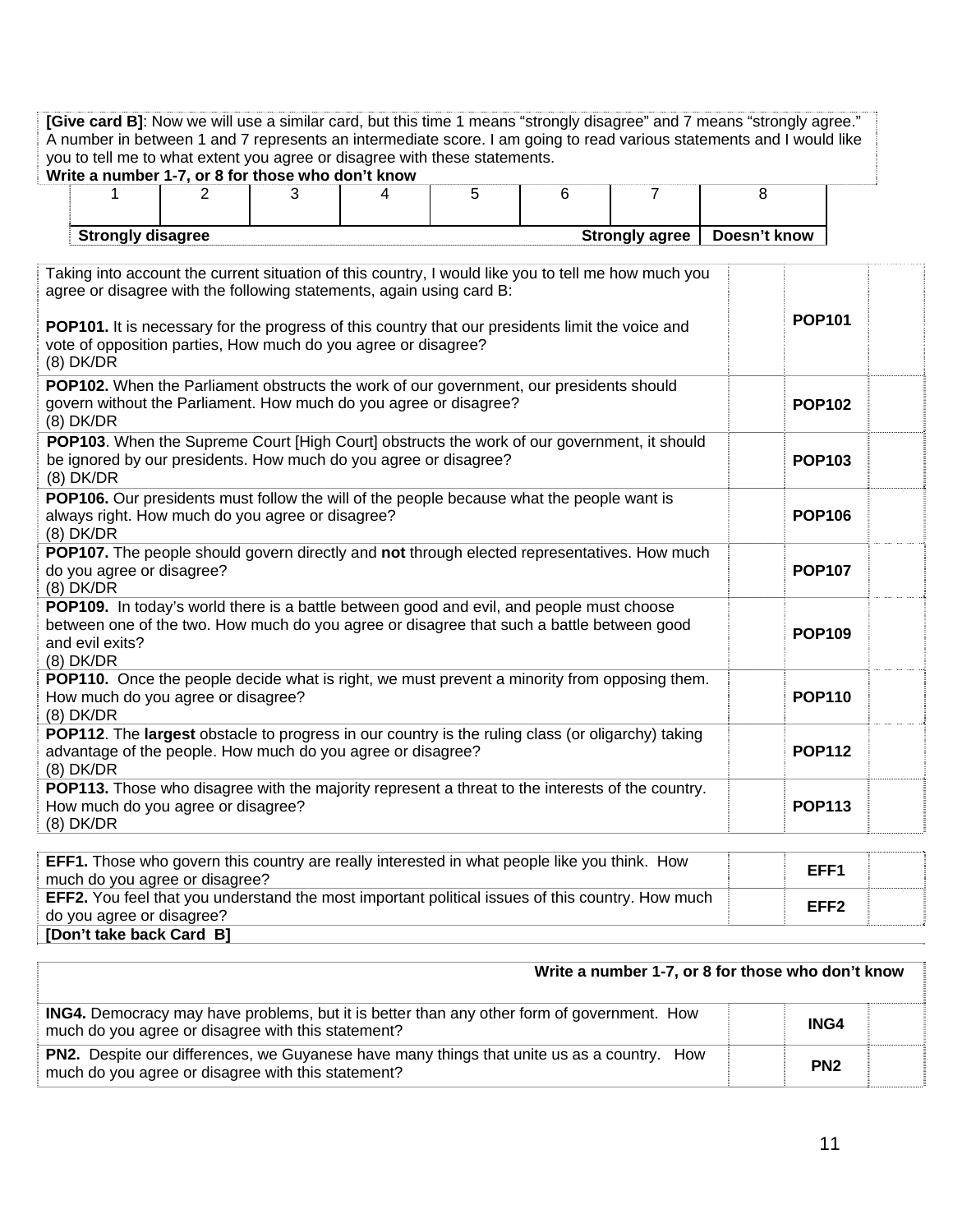**[Give card B]**: Now we will use a similar card, but this time 1 means "strongly disagree" and 7 means "strongly agree." A number in between 1 and 7 represents an intermediate score. I am going to read various statements and I would like you to tell me to what extent you agree or disagree with these statements.
**Write a number 1-7, or 8 for those who don't know**

| 1 | 2 | 3 | 4 | 5 | 6 | 7 | 8 |
|---|---|---|---|---|---|---|---|
| **Strongly disagree** | | | | | | **Strongly agree** | **Doesn't know** |

| | | |
|---|---|---|
| Taking into account the current situation of this country, I would like you to tell me how much you agree or disagree with the following statements, again using card B:<br><br>**POP101.** It is necessary for the progress of this country that our presidents limit the voice and vote of opposition parties, How much do you agree or disagree?<br>(8) DK/DR | **POP101** | |
| **POP102.** When the Parliament obstructs the work of our government, our presidents should govern without the Parliament. How much do you agree or disagree?<br>(8) DK/DR | **POP102** | |
| **POP103**. When the Supreme Court [High Court] obstructs the work of our government, it should be ignored by our presidents. How much do you agree or disagree?<br>(8) DK/DR | **POP103** | |
| **POP106.** Our presidents must follow the will of the people because what the people want is always right. How much do you agree or disagree?<br>(8) DK/DR | **POP106** | |
| **POP107.** The people should govern directly and **not** through elected representatives. How much do you agree or disagree?<br>(8) DK/DR | **POP107** | |
| **POP109.** In today's world there is a battle between good and evil, and people must choose between one of the two. How much do you agree or disagree that such a battle between good and evil exits?<br>(8) DK/DR | **POP109** | |
| **POP110.** Once the people decide what is right, we must prevent a minority from opposing them. How much do you agree or disagree?<br>(8) DK/DR | **POP110** | |
| **POP112**. The **largest** obstacle to progress in our country is the ruling class (or oligarchy) taking advantage of the people. How much do you agree or disagree?<br>(8) DK/DR | **POP112** | |
| **POP113.** Those who disagree with the majority represent a threat to the interests of the country. How much do you agree or disagree?<br>(8) DK/DR | **POP113** | |

| | | |
|---|---|---|
| **EFF1.** Those who govern this country are really interested in what people like you think. How much do you agree or disagree? | **EFF1** | |
| **EFF2.** You feel that you understand the most important political issues of this country. How much do you agree or disagree? | **EFF2** | |
| **[Don't take back Card B]** | | |

| **Write a number 1-7, or 8 for those who don't know** | | |
|---|---|---|
| **ING4.** Democracy may have problems, but it is better than any other form of government. How much do you agree or disagree with this statement? | **ING4** | |
| **PN2.** Despite our differences, we Guyanese have many things that unite us as a country. How much do you agree or disagree with this statement? | **PN2** | |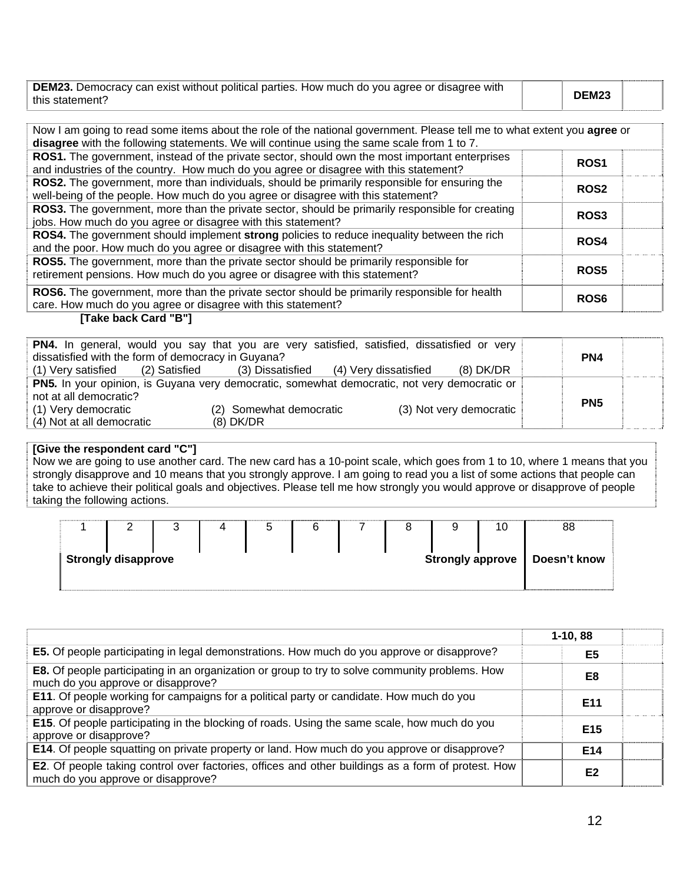| DEM23. Democracy can exist without political parties. How much do you agree or disagree with this statement? | | DEM23 | |
|---|---|---|---|

| Now I am going to read some items about the role of the national government. Please tell me to what extent you **agree** or **disagree** with the following statements. We will continue using the same scale from 1 to 7. | | | |
|---|---|---|---|
| **ROS1.** The government, instead of the private sector, should own the most important enterprises and industries of the country. How much do you agree or disagree with this statement? | | **ROS1** | |
| **ROS2.** The government, more than individuals, should be primarily responsible for ensuring the well-being of the people. How much do you agree or disagree with this statement? | | **ROS2** | |
| **ROS3.** The government, more than the private sector, should be primarily responsible for creating jobs. How much do you agree or disagree with this statement? | | **ROS3** | |
| **ROS4.** The government should implement **strong** policies to reduce inequality between the rich and the poor. How much do you agree or disagree with this statement? | | **ROS4** | |
| **ROS5.** The government, more than the private sector should be primarily responsible for retirement pensions. How much do you agree or disagree with this statement? | | **ROS5** | |
| **ROS6.** The government, more than the private sector should be primarily responsible for health care. How much do you agree or disagree with this statement? | | **ROS6** | |

**[Take back Card "B"]**

| **PN4.** In general, would you say that you are very satisfied, satisfied, dissatisfied or very dissatisfied with the form of democracy in Guyana? (1) Very satisfied (2) Satisfied (3) Dissatisfied (4) Very dissatisfied (8) DK/DR | | **PN4** | |
|---|---|---|---|
| **PN5.** In your opinion, is Guyana very democratic, somewhat democratic, not very democratic or not at all democratic? (1) Very democratic (2) Somewhat democratic (3) Not very democratic (4) Not at all democratic (8) DK/DR | | **PN5** | |

**[Give the respondent card "C"]**
Now we are going to use another card. The new card has a 10-point scale, which goes from 1 to 10, where 1 means that you strongly disapprove and 10 means that you strongly approve. I am going to read you a list of some actions that people can take to achieve their political goals and objectives. Please tell me how strongly you would approve or disapprove of people taking the following actions.

| 1 | 2 | 3 | 4 | 5 | 6 | 7 | 8 | 9 | 10 | 88 |
|---|---|---|---|---|---|---|---|---|---|---|
| **Strongly disapprove** | | | | | | | | **Strongly approve** | | **Doesn't know** |

| | | 1-10, 88 | |
|---|---|---|---|
| **E5.** Of people participating in legal demonstrations. How much do you approve or disapprove? | | **E5** | |
| **E8.** Of people participating in an organization or group to try to solve community problems. How much do you approve or disapprove? | | **E8** | |
| **E11**. Of people working for campaigns for a political party or candidate. How much do you approve or disapprove? | | **E11** | |
| **E15**. Of people participating in the blocking of roads. Using the same scale, how much do you approve or disapprove? | | **E15** | |
| **E14**. Of people squatting on private property or land. How much do you approve or disapprove? | | **E14** | |
| **E2**. Of people taking control over factories, offices and other buildings as a form of protest. How much do you approve or disapprove? | | **E2** | |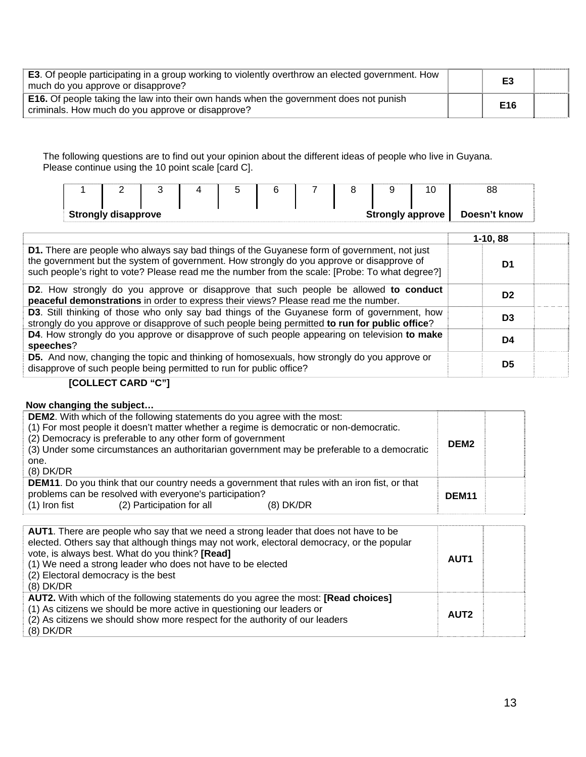| | | | |
|---|---|---|---|
| **E3**. Of people participating in a group working to violently overthrow an elected government. How much do you approve or disapprove? | | E3 | |
| **E16.** Of people taking the law into their own hands when the government does not punish criminals. How much do you approve or disapprove? | | E16 | |

The following questions are to find out your opinion about the different ideas of people who live in Guyana. Please continue using the 10 point scale [card C].

| 1 | 2 | 3 | 4 | 5 | 6 | 7 | 8 | 9 | 10 | 88 |
|---|---|---|---|---|---|---|---|---|---|---|
| **Strongly disapprove** | | | | | | | | **Strongly approve** | | **Doesn't know** |

| | 1-10, 88 | | |
|---|---|---|---|
| **D1.** There are people who always say bad things of the Guyanese form of government, not just the government but the system of government. How strongly do you approve or disapprove of such people's right to vote? Please read me the number from the scale: [Probe: To what degree?] | | D1 | |
| **D2**. How strongly do you approve or disapprove that such people be allowed **to conduct peaceful demonstrations** in order to express their views? Please read me the number. | | D2 | |
| **D3**. Still thinking of those who only say bad things of the Guyanese form of government, how strongly do you approve or disapprove of such people being permitted **to run for public office**? | | D3 | |
| **D4**. How strongly do you approve or disapprove of such people appearing on television **to make speeches**? | | D4 | |
| **D5.** And now, changing the topic and thinking of homosexuals, how strongly do you approve or disapprove of such people being permitted to run for public office? | | D5 | |

**[COLLECT CARD "C"]**

**Now changing the subject…**

| | | |
|---|---|---|
| **DEM2**. With which of the following statements do you agree with the most:<br>(1) For most people it doesn't matter whether a regime is democratic or non-democratic.<br>(2) Democracy is preferable to any other form of government<br>(3) Under some circumstances an authoritarian government may be preferable to a democratic one.<br>(8) DK/DR | DEM2 | |
| **DEM11**. Do you think that our country needs a government that rules with an iron fist, or that problems can be resolved with everyone's participation?<br>(1) Iron fist (2) Participation for all (8) DK/DR | DEM11 | |

| | | |
|---|---|---|
| **AUT1**. There are people who say that we need a strong leader that does not have to be elected. Others say that although things may not work, electoral democracy, or the popular vote, is always best. What do you think? **[Read]**<br>(1) We need a strong leader who does not have to be elected<br>(2) Electoral democracy is the best<br>(8) DK/DR | AUT1 | |
| **AUT2.** With which of the following statements do you agree the most: **[Read choices]**<br>(1) As citizens we should be more active in questioning our leaders or<br>(2) As citizens we should show more respect for the authority of our leaders<br>(8) DK/DR | AUT2 | |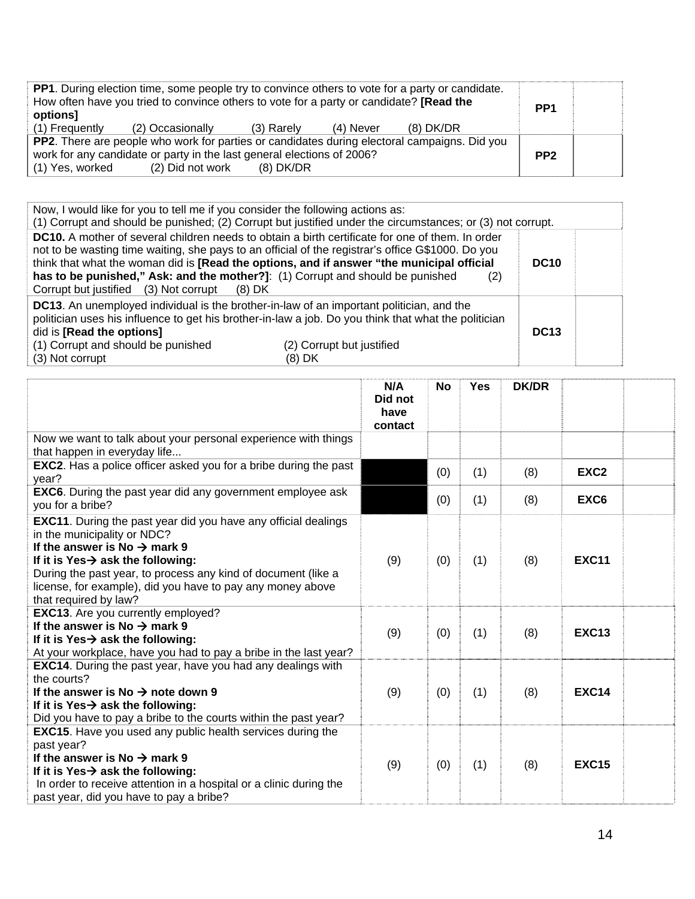| | | |
|---|---|---|
| **PP1**. During election time, some people try to convince others to vote for a party or candidate. How often have you tried to convince others to vote for a party or candidate? **[Read the options]**<br>(1) Frequently (2) Occasionally (3) Rarely (4) Never (8) DK/DR | **PP1** | |
| **PP2**. There are people who work for parties or candidates during electoral campaigns. Did you work for any candidate or party in the last general elections of 2006?<br>(1) Yes, worked (2) Did not work (8) DK/DR | **PP2** | |

| | | |
|---|---|---|
| Now, I would like for you to tell me if you consider the following actions as:<br>(1) Corrupt and should be punished; (2) Corrupt but justified under the circumstances; or (3) not corrupt. | | |
| **DC10.** A mother of several children needs to obtain a birth certificate for one of them. In order not to be wasting time waiting, she pays to an official of the registrar's office G$1000. Do you think that what the woman did is **[Read the options, and if answer "the municipal official has to be punished," Ask: and the mother?]**: (1) Corrupt and should be punished (2) Corrupt but justified (3) Not corrupt (8) DK | **DC10** | |
| **DC13**. An unemployed individual is the brother-in-law of an important politician, and the politician uses his influence to get his brother-in-law a job. Do you think that what the politician did is **[Read the options]**<br>(1) Corrupt and should be punished (2) Corrupt but justified<br>(3) Not corrupt (8) DK | **DC13** | |

| | N/A Did not have contact | No | Yes | DK/DR | | |
|---|---|---|---|---|---|---|
| Now we want to talk about your personal experience with things that happen in everyday life... | | | | | | |
| **EXC2**. Has a police officer asked you for a bribe during the past year? | | (0) | (1) | (8) | **EXC2** | |
| **EXC6**. During the past year did any government employee ask you for a bribe? | | (0) | (1) | (8) | **EXC6** | |
| **EXC11**. During the past year did you have any official dealings in the municipality or NDC?<br>**If the answer is No → mark 9**<br>**If it is Yes→ ask the following:**<br>During the past year, to process any kind of document (like a license, for example), did you have to pay any money above that required by law? | (9) | (0) | (1) | (8) | **EXC11** | |
| **EXC13**. Are you currently employed?<br>**If the answer is No → mark 9**<br>**If it is Yes→ ask the following:**<br>At your workplace, have you had to pay a bribe in the last year? | (9) | (0) | (1) | (8) | **EXC13** | |
| **EXC14**. During the past year, have you had any dealings with the courts?<br>**If the answer is No → note down 9**<br>**If it is Yes→ ask the following:**<br>Did you have to pay a bribe to the courts within the past year? | (9) | (0) | (1) | (8) | **EXC14** | |
| **EXC15**. Have you used any public health services during the past year?<br>**If the answer is No → mark 9**<br>**If it is Yes→ ask the following:**<br>In order to receive attention in a hospital or a clinic during the past year, did you have to pay a bribe? | (9) | (0) | (1) | (8) | **EXC15** | |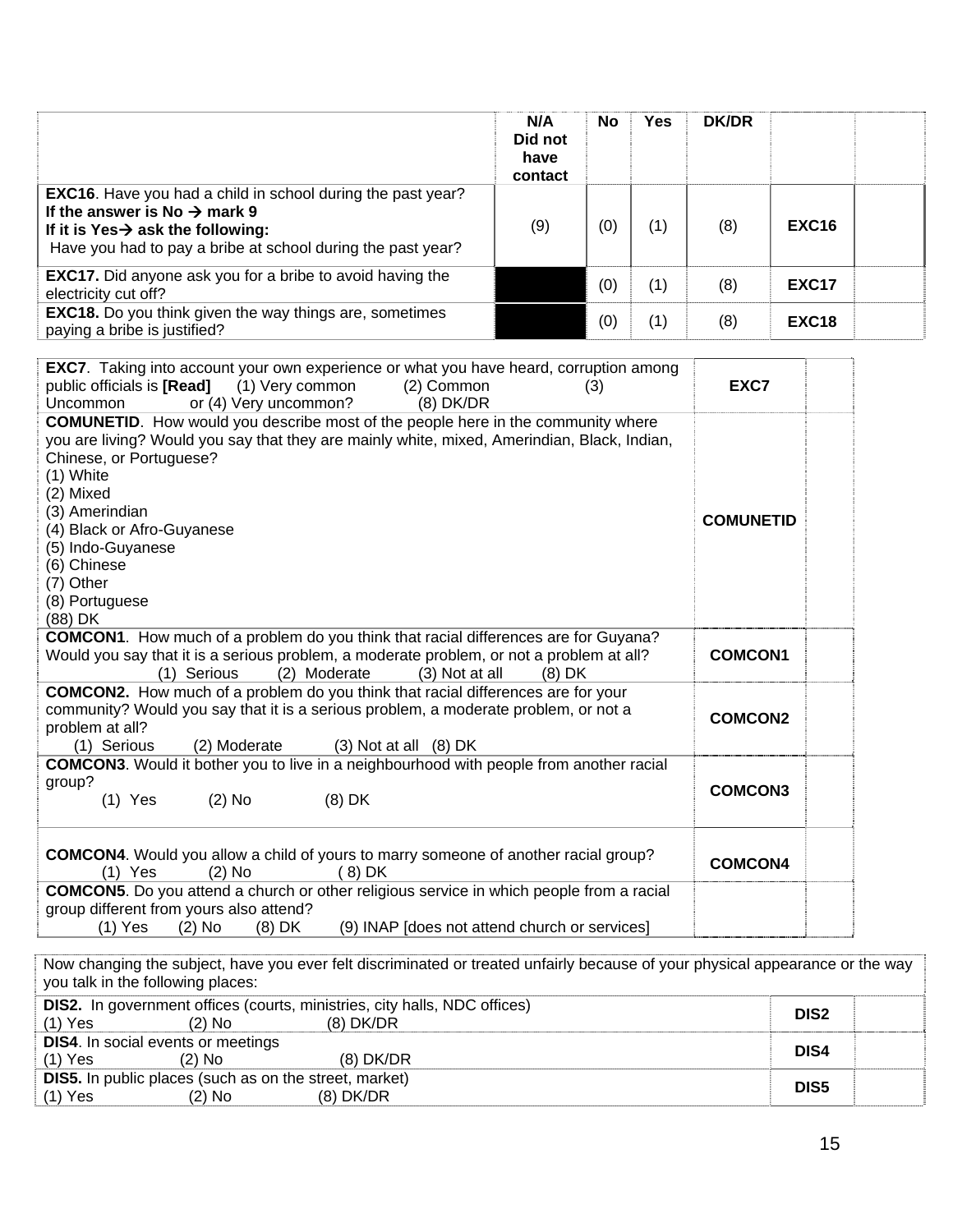| | N/A Did not have contact | No | Yes | DK/DR | | |
|---|---|---|---|---|---|---|
| **EXC16**. Have you had a child in school during the past year? **If the answer is No → mark 9** **If it is Yes→ ask the following:** Have you had to pay a bribe at school during the past year? | (9) | (0) | (1) | (8) | **EXC16** | |
| **EXC17.** Did anyone ask you for a bribe to avoid having the electricity cut off? | | (0) | (1) | (8) | **EXC17** | |
| **EXC18.** Do you think given the way things are, sometimes paying a bribe is justified? | | (0) | (1) | (8) | **EXC18** | |

| | | |
|---|---|---|
| **EXC7**. Taking into account your own experience or what you have heard, corruption among public officials is **[Read]** (1) Very common (2) Common (3) Uncommon or (4) Very uncommon? (8) DK/DR | **EXC7** | |
| **COMUNETID**. How would you describe most of the people here in the community where you are living? Would you say that they are mainly white, mixed, Amerindian, Black, Indian, Chinese, or Portuguese?<br>(1) White<br>(2) Mixed<br>(3) Amerindian<br>(4) Black or Afro-Guyanese<br>(5) Indo-Guyanese<br>(6) Chinese<br>(7) Other<br>(8) Portuguese<br>(88) DK | **COMUNETID** | |
| **COMCON1**. How much of a problem do you think that racial differences are for Guyana? Would you say that it is a serious problem, a moderate problem, or not a problem at all? (1) Serious (2) Moderate (3) Not at all (8) DK | **COMCON1** | |
| **COMCON2.** How much of a problem do you think that racial differences are for your community? Would you say that it is a serious problem, a moderate problem, or not a problem at all? (1) Serious (2) Moderate (3) Not at all (8) DK | **COMCON2** | |
| **COMCON3**. Would it bother you to live in a neighbourhood with people from another racial group? (1) Yes (2) No (8) DK | **COMCON3** | |
| **COMCON4**. Would you allow a child of yours to marry someone of another racial group? (1) Yes (2) No ( 8) DK | **COMCON4** | |
| **COMCON5**. Do you attend a church or other religious service in which people from a racial group different from yours also attend? (1) Yes (2) No (8) DK (9) INAP [does not attend church or services] | | |

| Now changing the subject, have you ever felt discriminated or treated unfairly because of your physical appearance or the way you talk in the following places: | | |
|---|---|---|
| **DIS2.** In government offices (courts, ministries, city halls, NDC offices) (1) Yes (2) No (8) DK/DR | **DIS2** | |
| **DIS4**. In social events or meetings (1) Yes (2) No (8) DK/DR | **DIS4** | |
| **DIS5.** In public places (such as on the street, market) (1) Yes (2) No (8) DK/DR | **DIS5** | |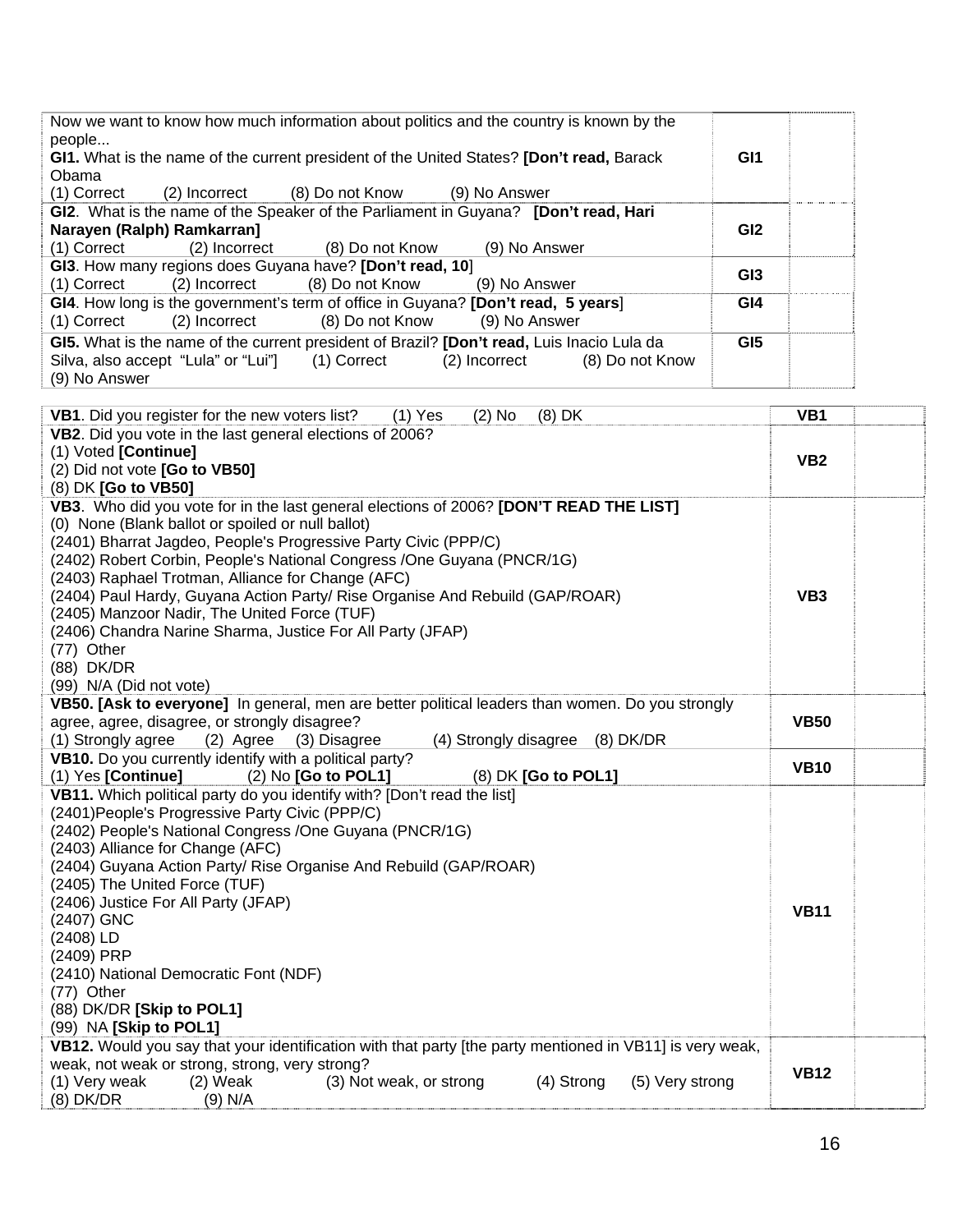| | | |
|---|---|---|
| Now we want to know how much information about politics and the country is known by the people...<br>**GI1.** What is the name of the current president of the United States? **[Don't read,** Barack Obama<br>(1) Correct (2) Incorrect (8) Do not Know (9) No Answer | **GI1** | |
| **GI2**. What is the name of the Speaker of the Parliament in Guyana? **[Don't read, Hari Narayen (Ralph) Ramkarran]**<br>(1) Correct (2) Incorrect (8) Do not Know (9) No Answer | **GI2** | |
| **GI3**. How many regions does Guyana have? **[Don't read, 10**]<br>(1) Correct (2) Incorrect (8) Do not Know (9) No Answer | **GI3** | |
| **GI4**. How long is the government's term of office in Guyana? **[Don't read, 5 years**]<br>(1) Correct (2) Incorrect (8) Do not Know (9) No Answer | **GI4** | |
| **GI5.** What is the name of the current president of Brazil? **[Don't read,** Luis Inacio Lula da Silva, also accept "Lula" or "Lui"] (1) Correct (2) Incorrect (8) Do not Know (9) No Answer | **GI5** | |

| | | |
|---|---|---|
| **VB1**. Did you register for the new voters list? (1) Yes (2) No (8) DK | **VB1** | |
| **VB2**. Did you vote in the last general elections of 2006?<br>(1) Voted **[Continue]**<br>(2) Did not vote **[Go to VB50]**<br>(8) DK **[Go to VB50]** | **VB2** | |
| **VB3**. Who did you vote for in the last general elections of 2006? **[DON'T READ THE LIST]**<br>(0) None (Blank ballot or spoiled or null ballot)<br>(2401) Bharrat Jagdeo, People's Progressive Party Civic (PPP/C)<br>(2402) Robert Corbin, People's National Congress /One Guyana (PNCR/1G)<br>(2403) Raphael Trotman, Alliance for Change (AFC)<br>(2404) Paul Hardy, Guyana Action Party/ Rise Organise And Rebuild (GAP/ROAR)<br>(2405) Manzoor Nadir, The United Force (TUF)<br>(2406) Chandra Narine Sharma, Justice For All Party (JFAP)<br>(77) Other<br>(88) DK/DR<br>(99) N/A (Did not vote) | **VB3** | |
| **VB50. [Ask to everyone]** In general, men are better political leaders than women. Do you strongly agree, agree, disagree, or strongly disagree?<br>(1) Strongly agree (2) Agree (3) Disagree (4) Strongly disagree (8) DK/DR | **VB50** | |
| **VB10.** Do you currently identify with a political party?<br>(1) Yes **[Continue]** (2) No **[Go to POL1]** (8) DK **[Go to POL1]** | **VB10** | |
| **VB11.** Which political party do you identify with? [Don't read the list]<br>(2401)People's Progressive Party Civic (PPP/C)<br>(2402) People's National Congress /One Guyana (PNCR/1G)<br>(2403) Alliance for Change (AFC)<br>(2404) Guyana Action Party/ Rise Organise And Rebuild (GAP/ROAR)<br>(2405) The United Force (TUF)<br>(2406) Justice For All Party (JFAP)<br>(2407) GNC<br>(2408) LD<br>(2409) PRP<br>(2410) National Democratic Font (NDF)<br>(77) Other<br>(88) DK/DR **[Skip to POL1]**<br>(99) NA **[Skip to POL1]** | **VB11** | |
| **VB12.** Would you say that your identification with that party [the party mentioned in VB11] is very weak, weak, not weak or strong, strong, very strong?<br>(1) Very weak (2) Weak (3) Not weak, or strong (4) Strong (5) Very strong<br>(8) DK/DR (9) N/A | **VB12** | |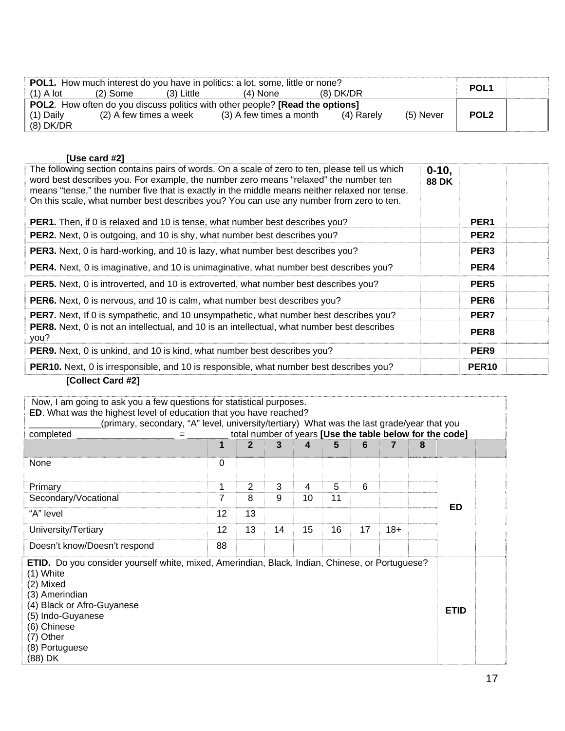| | | |
|---|---|---|
| **POL1.** How much interest do you have in politics: a lot, some, little or none?<br>(1) A lot (2) Some (3) Little (4) None (8) DK/DR | **POL1** | |
| **POL2**. How often do you discuss politics with other people? **[Read the options]**<br>(1) Daily (2) A few times a week (3) A few times a month (4) Rarely (5) Never<br>(8) DK/DR | **POL2** | |

**[Use card #2]**

| | | | |
|---|---|---|---|
| The following section contains pairs of words. On a scale of zero to ten, please tell us which word best describes you. For example, the number zero means "relaxed" the number ten means "tense," the number five that is exactly in the middle means neither relaxed nor tense. On this scale, what number best describes you? You can use any number from zero to ten.<br><br>**PER1.** Then, if 0 is relaxed and 10 is tense, what number best describes you? | **0-10, 88 DK** | **PER1** | |
| **PER2.** Next, 0 is outgoing, and 10 is shy, what number best describes you? | | **PER2** | |
| **PER3.** Next, 0 is hard-working, and 10 is lazy, what number best describes you? | | **PER3** | |
| **PER4.** Next, 0 is imaginative, and 10 is unimaginative, what number best describes you? | | **PER4** | |
| **PER5.** Next, 0 is introverted, and 10 is extroverted, what number best describes you? | | **PER5** | |
| **PER6.** Next, 0 is nervous, and 10 is calm, what number best describes you? | | **PER6** | |
| **PER7.** Next, If 0 is sympathetic, and 10 unsympathetic, what number best describes you? | | **PER7** | |
| **PER8.** Next, 0 is not an intellectual, and 10 is an intellectual, what number best describes you? | | **PER8** | |
| **PER9.** Next, 0 is unkind, and 10 is kind, what number best describes you? | | **PER9** | |
| **PER10.** Next, 0 is irresponsible, and 10 is responsible, what number best describes you? | | **PER10** | |

**[Collect Card #2]**

Now, I am going to ask you a few questions for statistical purposes.
**ED**. What was the highest level of education that you have reached?
______________(primary, secondary, "A" level, university/tertiary) What was the last grade/year that you completed ____________________ = ________ total number of years **[Use the table below for the code]**

| | 1 | 2 | 3 | 4 | 5 | 6 | 7 | 8 | | |
|---|---|---|---|---|---|---|---|---|---|---|
| None | 0 | | | | | | | | **ED** | |
| Primary | 1 | 2 | 3 | 4 | 5 | 6 | | | | |
| Secondary/Vocational | 7 | 8 | 9 | 10 | 11 | | | | | |
| "A" level | 12 | 13 | | | | | | | | |
| University/Tertiary | 12 | 13 | 14 | 15 | 16 | 17 | 18+ | | | |
| Doesn't know/Doesn't respond | 88 | | | | | | | | | |

| | | |
|---|---|---|
| **ETID.** Do you consider yourself white, mixed, Amerindian, Black, Indian, Chinese, or Portuguese?<br>(1) White<br>(2) Mixed<br>(3) Amerindian<br>(4) Black or Afro-Guyanese<br>(5) Indo-Guyanese<br>(6) Chinese<br>(7) Other<br>(8) Portuguese<br>(88) DK | **ETID** | |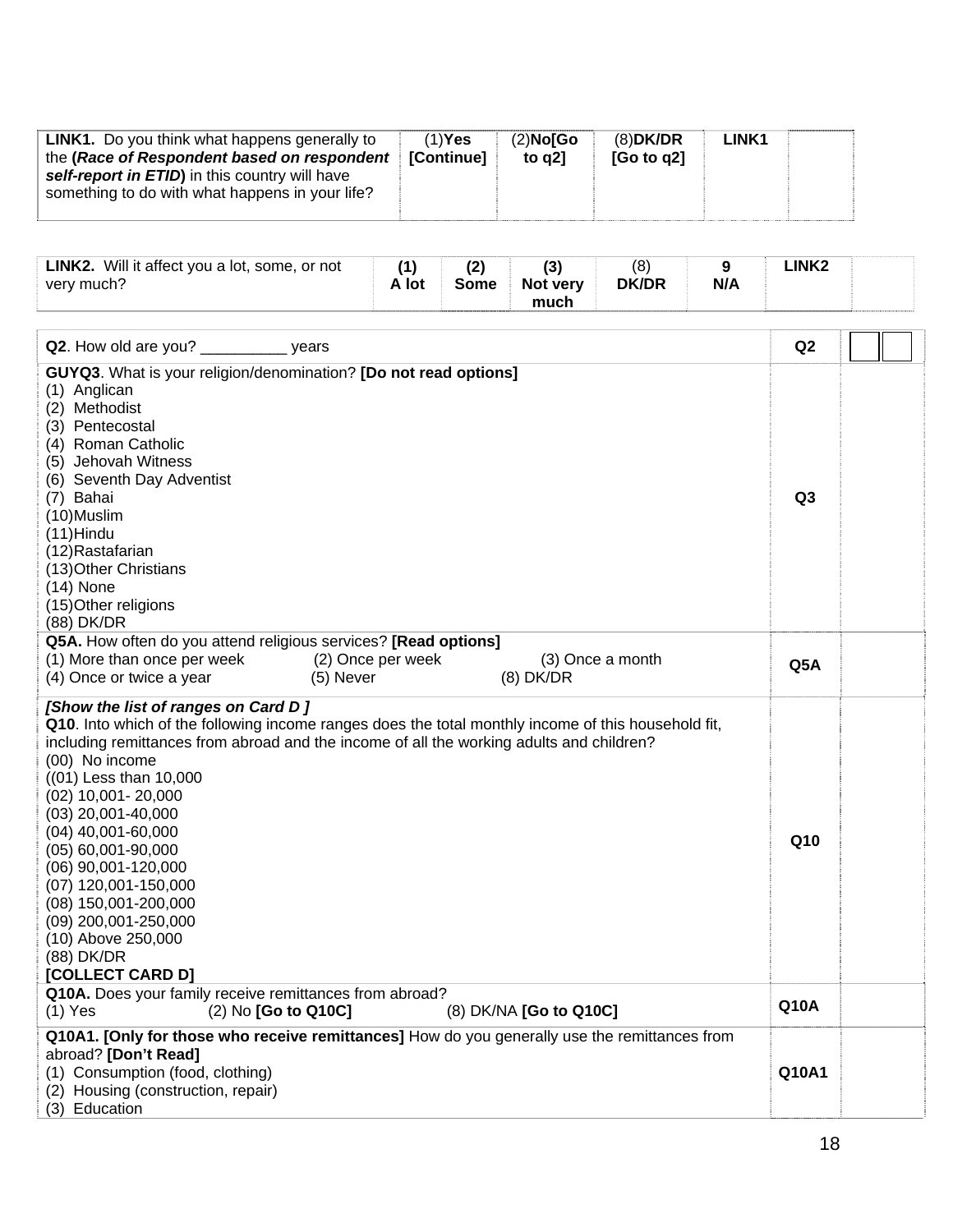| **LINK1.** Do you think what happens generally to the **(*Race of Respondent based on respondent self-report in ETID*)** in this country will have something to do with what happens in your life? | (1)**Yes [Continue]** | (2)**No[Go to q2]** | (8)**DK/DR [Go to q2]** | **LINK1** | |
|---|---|---|---|---|---|

| **LINK2.** Will it affect you a lot, some, or not very much? | **(1) A lot** | **(2) Some** | **(3) Not very much** | (8) **DK/DR** | **9 N/A** | **LINK2** | |
|---|---|---|---|---|---|---|---|

| | | |
|---|---|---|
| **Q2**. How old are you? __________ years | **Q2** | |
| **GUYQ3**. What is your religion/denomination? **[Do not read options]**<br>(1) Anglican<br>(2) Methodist<br>(3) Pentecostal<br>(4) Roman Catholic<br>(5) Jehovah Witness<br>(6) Seventh Day Adventist<br>(7) Bahai<br>(10)Muslim<br>(11)Hindu<br>(12)Rastafarian<br>(13)Other Christians<br>(14) None<br>(15)Other religions<br>(88) DK/DR | **Q3** | |
| **Q5A.** How often do you attend religious services? **[Read options]**<br>(1) More than once per week (2) Once per week (3) Once a month<br>(4) Once or twice a year (5) Never (8) DK/DR | **Q5A** | |
| ***[Show the list of ranges on Card D ]***<br>**Q10**. Into which of the following income ranges does the total monthly income of this household fit, including remittances from abroad and the income of all the working adults and children?<br>(00) No income<br>((01) Less than 10,000<br>(02) 10,001- 20,000<br>(03) 20,001-40,000<br>(04) 40,001-60,000<br>(05) 60,001-90,000<br>(06) 90,001-120,000<br>(07) 120,001-150,000<br>(08) 150,001-200,000<br>(09) 200,001-250,000<br>(10) Above 250,000<br>(88) DK/DR<br>**[COLLECT CARD D]** | **Q10** | |
| **Q10A.** Does your family receive remittances from abroad?<br>(1) Yes (2) No **[Go to Q10C]** (8) DK/NA **[Go to Q10C]** | **Q10A** | |
| **Q10A1. [Only for those who receive remittances]** How do you generally use the remittances from abroad? **[Don't Read]**<br>(1) Consumption (food, clothing)<br>(2) Housing (construction, repair)<br>(3) Education | **Q10A1** | |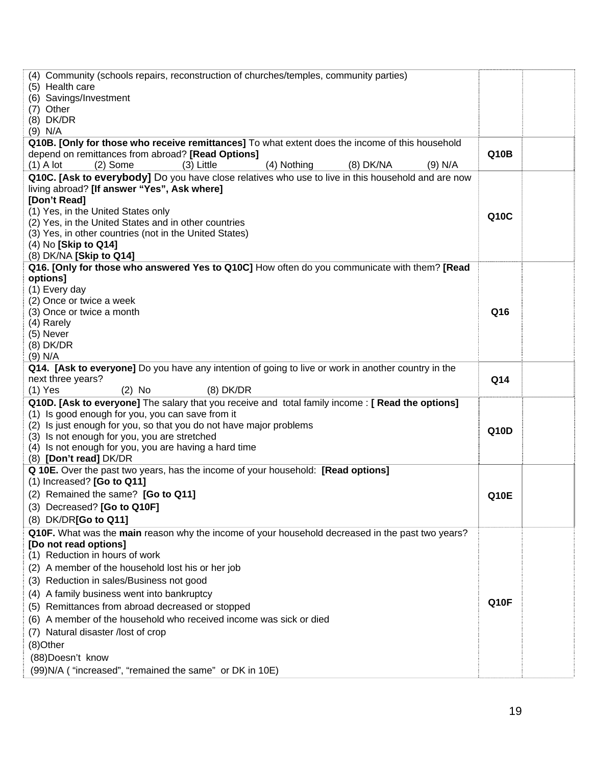| | | |
|---|---|---|
| (4) Community (schools repairs, reconstruction of churches/temples, community parties)<br>(5) Health care<br>(6) Savings/Investment<br>(7) Other<br>(8) DK/DR<br>(9) N/A | | |
| **Q10B. [Only for those who receive remittances]** To what extent does the income of this household depend on remittances from abroad? **[Read Options]**<br>(1) A lot (2) Some (3) Little (4) Nothing (8) DK/NA (9) N/A | **Q10B** | |
| **Q10C. [Ask to everybody]** Do you have close relatives who use to live in this household and are now living abroad? **[If answer "Yes", Ask where]**<br>**[Don't Read]**<br>(1) Yes, in the United States only<br>(2) Yes, in the United States and in other countries<br>(3) Yes, in other countries (not in the United States)<br>(4) No **[Skip to Q14]**<br>(8) DK/NA **[Skip to Q14]** | **Q10C** | |
| **Q16. [Only for those who answered Yes to Q10C]** How often do you communicate with them? **[Read options]**<br>(1) Every day<br>(2) Once or twice a week<br>(3) Once or twice a month<br>(4) Rarely<br>(5) Never<br>(8) DK/DR<br>(9) N/A | **Q16** | |
| **Q14. [Ask to everyone]** Do you have any intention of going to live or work in another country in the next three years?<br>(1) Yes (2) No (8) DK/DR | **Q14** | |
| **Q10D. [Ask to everyone]** The salary that you receive and total family income : **[ Read the options]**<br>(1) Is good enough for you, you can save from it<br>(2) Is just enough for you, so that you do not have major problems<br>(3) Is not enough for you, you are stretched<br>(4) Is not enough for you, you are having a hard time<br>(8) **[Don't read]** DK/DR | **Q10D** | |
| **Q 10E.** Over the past two years, has the income of your household: **[Read options]**<br>(1) Increased? **[Go to Q11]**<br>(2) Remained the same? **[Go to Q11]**<br>(3) Decreased? **[Go to Q10F]**<br>(8) DK/DR**[Go to Q11]** | **Q10E** | |
| **Q10F.** What was the **main** reason why the income of your household decreased in the past two years? **[Do not read options]**<br>(1) Reduction in hours of work<br>(2) A member of the household lost his or her job<br>(3) Reduction in sales/Business not good<br>(4) A family business went into bankruptcy<br>(5) Remittances from abroad decreased or stopped<br>(6) A member of the household who received income was sick or died<br>(7) Natural disaster /lost of crop<br>(8)Other<br>(88)Doesn't know<br>(99)N/A ( "increased", "remained the same" or DK in 10E) | **Q10F** | |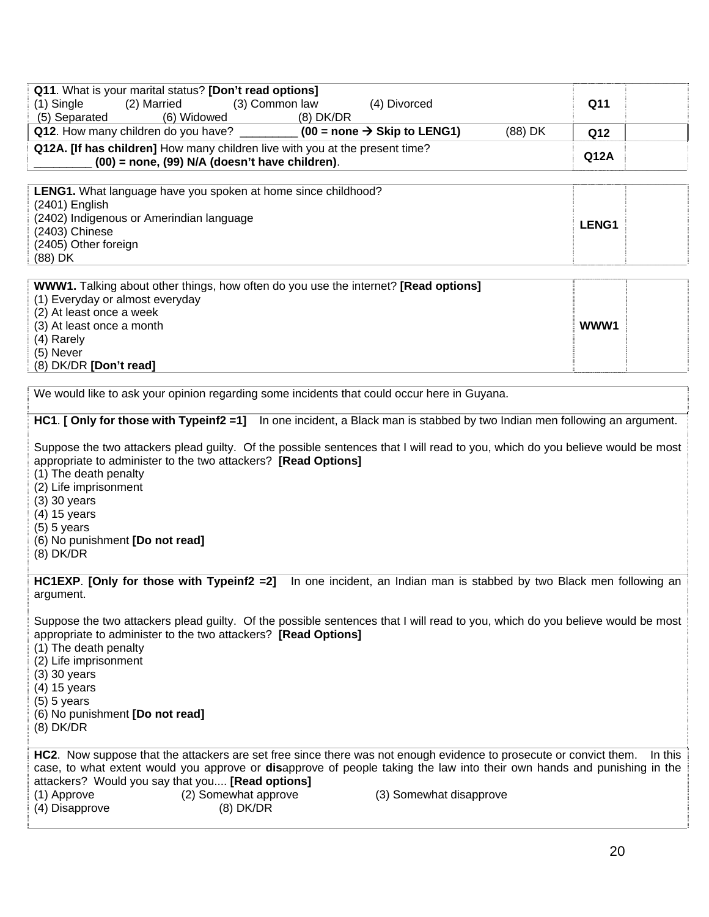| | | |
|---|---|---|
| **Q11**. What is your marital status? **[Don't read options]**<br>(1) Single (2) Married (3) Common law (4) Divorced<br>(5) Separated (6) Widowed (8) DK/DR | **Q11** | |
| **Q12**. How many children do you have? _________ **(00 = none → Skip to LENG1)** (88) DK | **Q12** | |
| **Q12A. [If has children]** How many children live with you at the present time?<br>_________ **(00) = none, (99) N/A (doesn't have children)**. | **Q12A** | |

| | | |
|---|---|---|
| **LENG1.** What language have you spoken at home since childhood?<br>(2401) English<br>(2402) Indigenous or Amerindian language<br>(2403) Chinese<br>(2405) Other foreign<br>(88) DK | **LENG1** | |

| | | |
|---|---|---|
| **WWW1.** Talking about other things, how often do you use the internet? **[Read options]**<br>(1) Everyday or almost everyday<br>(2) At least once a week<br>(3) At least once a month<br>(4) Rarely<br>(5) Never<br>(8) DK/DR **[Don't read]** | **WWW1** | |

We would like to ask your opinion regarding some incidents that could occur here in Guyana.

**HC1**. **[ Only for those with Typeinf2 =1]** In one incident, a Black man is stabbed by two Indian men following an argument.

Suppose the two attackers plead guilty. Of the possible sentences that I will read to you, which do you believe would be most appropriate to administer to the two attackers? **[Read Options]**
(1) The death penalty
(2) Life imprisonment
(3) 30 years
(4) 15 years
(5) 5 years
(6) No punishment **[Do not read]**
(8) DK/DR

**HC1EXP**. **[Only for those with Typeinf2 =2]** In one incident, an Indian man is stabbed by two Black men following an argument.

Suppose the two attackers plead guilty. Of the possible sentences that I will read to you, which do you believe would be most appropriate to administer to the two attackers? **[Read Options]**
(1) The death penalty
(2) Life imprisonment
(3) 30 years
(4) 15 years
(5) 5 years
(6) No punishment **[Do not read]**
(8) DK/DR

**HC2**. Now suppose that the attackers are set free since there was not enough evidence to prosecute or convict them. In this case, to what extent would you approve or **dis**approve of people taking the law into their own hands and punishing in the attackers? Would you say that you.... **[Read options]**
(1) Approve (2) Somewhat approve (3) Somewhat disapprove
(4) Disapprove (8) DK/DR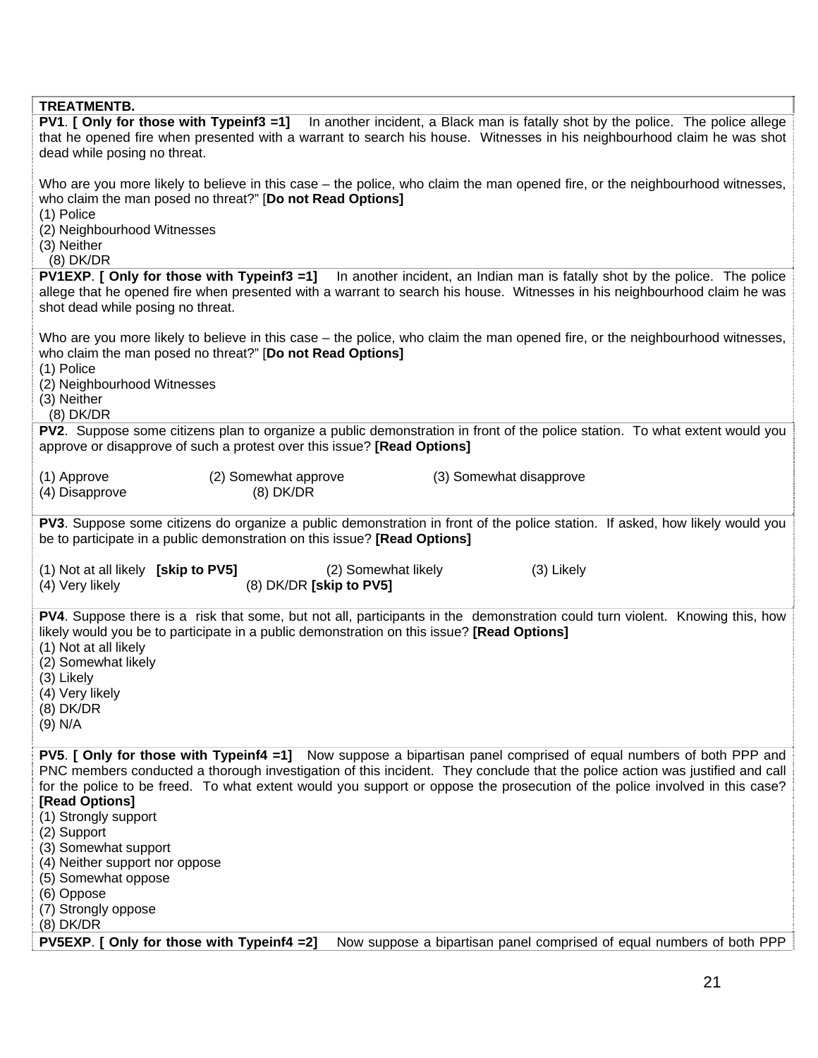**TREATMENTB.**

**PV1**. **[ Only for those with Typeinf3 =1]** In another incident, a Black man is fatally shot by the police. The police allege that he opened fire when presented with a warrant to search his house. Witnesses in his neighbourhood claim he was shot dead while posing no threat.

Who are you more likely to believe in this case – the police, who claim the man opened fire, or the neighbourhood witnesses, who claim the man posed no threat?" [**Do not Read Options]**

(1) Police
(2) Neighbourhood Witnesses
(3) Neither
(8) DK/DR

**PV1EXP**. **[ Only for those with Typeinf3 =1]** In another incident, an Indian man is fatally shot by the police. The police allege that he opened fire when presented with a warrant to search his house. Witnesses in his neighbourhood claim he was shot dead while posing no threat.

Who are you more likely to believe in this case – the police, who claim the man opened fire, or the neighbourhood witnesses, who claim the man posed no threat?" [**Do not Read Options]**

(1) Police
(2) Neighbourhood Witnesses
(3) Neither
(8) DK/DR

**PV2**. Suppose some citizens plan to organize a public demonstration in front of the police station. To what extent would you approve or disapprove of such a protest over this issue? **[Read Options]**

(1) Approve (2) Somewhat approve (3) Somewhat disapprove
(4) Disapprove (8) DK/DR

**PV3**. Suppose some citizens do organize a public demonstration in front of the police station. If asked, how likely would you be to participate in a public demonstration on this issue? **[Read Options]**

(1) Not at all likely **[skip to PV5]** (2) Somewhat likely (3) Likely
(4) Very likely (8) DK/DR **[skip to PV5]**

**PV4**. Suppose there is a risk that some, but not all, participants in the demonstration could turn violent. Knowing this, how likely would you be to participate in a public demonstration on this issue? **[Read Options]**

(1) Not at all likely
(2) Somewhat likely
(3) Likely
(4) Very likely
(8) DK/DR
(9) N/A

**PV5**. **[ Only for those with Typeinf4 =1]** Now suppose a bipartisan panel comprised of equal numbers of both PPP and PNC members conducted a thorough investigation of this incident. They conclude that the police action was justified and call for the police to be freed. To what extent would you support or oppose the prosecution of the police involved in this case? **[Read Options]**

(1) Strongly support
(2) Support
(3) Somewhat support
(4) Neither support nor oppose
(5) Somewhat oppose
(6) Oppose
(7) Strongly oppose
(8) DK/DR

**PV5EXP**. **[ Only for those with Typeinf4 =2]** Now suppose a bipartisan panel comprised of equal numbers of both PPP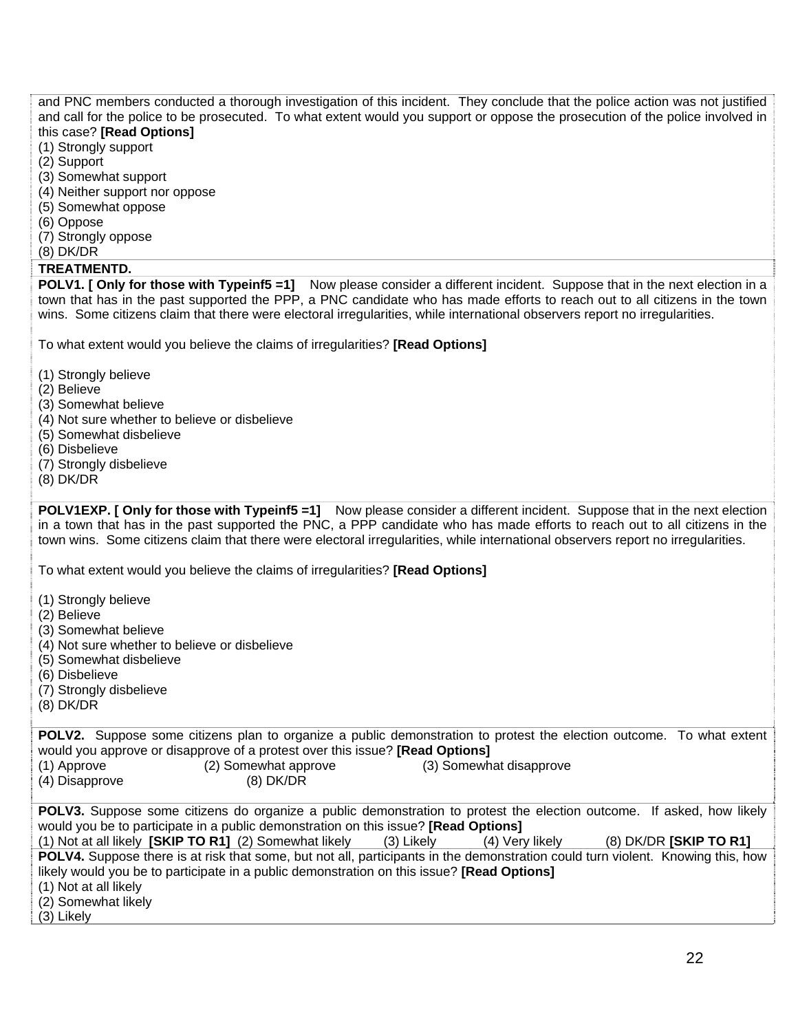and PNC members conducted a thorough investigation of this incident. They conclude that the police action was not justified and call for the police to be prosecuted. To what extent would you support or oppose the prosecution of the police involved in this case? **[Read Options]**

(1) Strongly support
(2) Support
(3) Somewhat support
(4) Neither support nor oppose
(5) Somewhat oppose
(6) Oppose
(7) Strongly oppose
(8) DK/DR

**TREATMENTD.**

**POLV1. [ Only for those with Typeinf5 =1]** Now please consider a different incident. Suppose that in the next election in a town that has in the past supported the PPP, a PNC candidate who has made efforts to reach out to all citizens in the town wins. Some citizens claim that there were electoral irregularities, while international observers report no irregularities.

To what extent would you believe the claims of irregularities? **[Read Options]**

(1) Strongly believe
(2) Believe
(3) Somewhat believe
(4) Not sure whether to believe or disbelieve
(5) Somewhat disbelieve
(6) Disbelieve
(7) Strongly disbelieve
(8) DK/DR

**POLV1EXP. [ Only for those with Typeinf5 =1]** Now please consider a different incident. Suppose that in the next election in a town that has in the past supported the PNC, a PPP candidate who has made efforts to reach out to all citizens in the town wins. Some citizens claim that there were electoral irregularities, while international observers report no irregularities.

To what extent would you believe the claims of irregularities? **[Read Options]**

(1) Strongly believe
(2) Believe
(3) Somewhat believe
(4) Not sure whether to believe or disbelieve
(5) Somewhat disbelieve
(6) Disbelieve
(7) Strongly disbelieve
(8) DK/DR

**POLV2.** Suppose some citizens plan to organize a public demonstration to protest the election outcome. To what extent would you approve or disapprove of a protest over this issue? **[Read Options]**

(1) Approve (2) Somewhat approve (3) Somewhat disapprove
(4) Disapprove (8) DK/DR

**POLV3.** Suppose some citizens do organize a public demonstration to protest the election outcome. If asked, how likely would you be to participate in a public demonstration on this issue? **[Read Options]**

(1) Not at all likely **[SKIP TO R1]** (2) Somewhat likely (3) Likely (4) Very likely (8) DK/DR **[SKIP TO R1]**

**POLV4.** Suppose there is at risk that some, but not all, participants in the demonstration could turn violent. Knowing this, how likely would you be to participate in a public demonstration on this issue? **[Read Options]**

(1) Not at all likely
(2) Somewhat likely
(3) Likely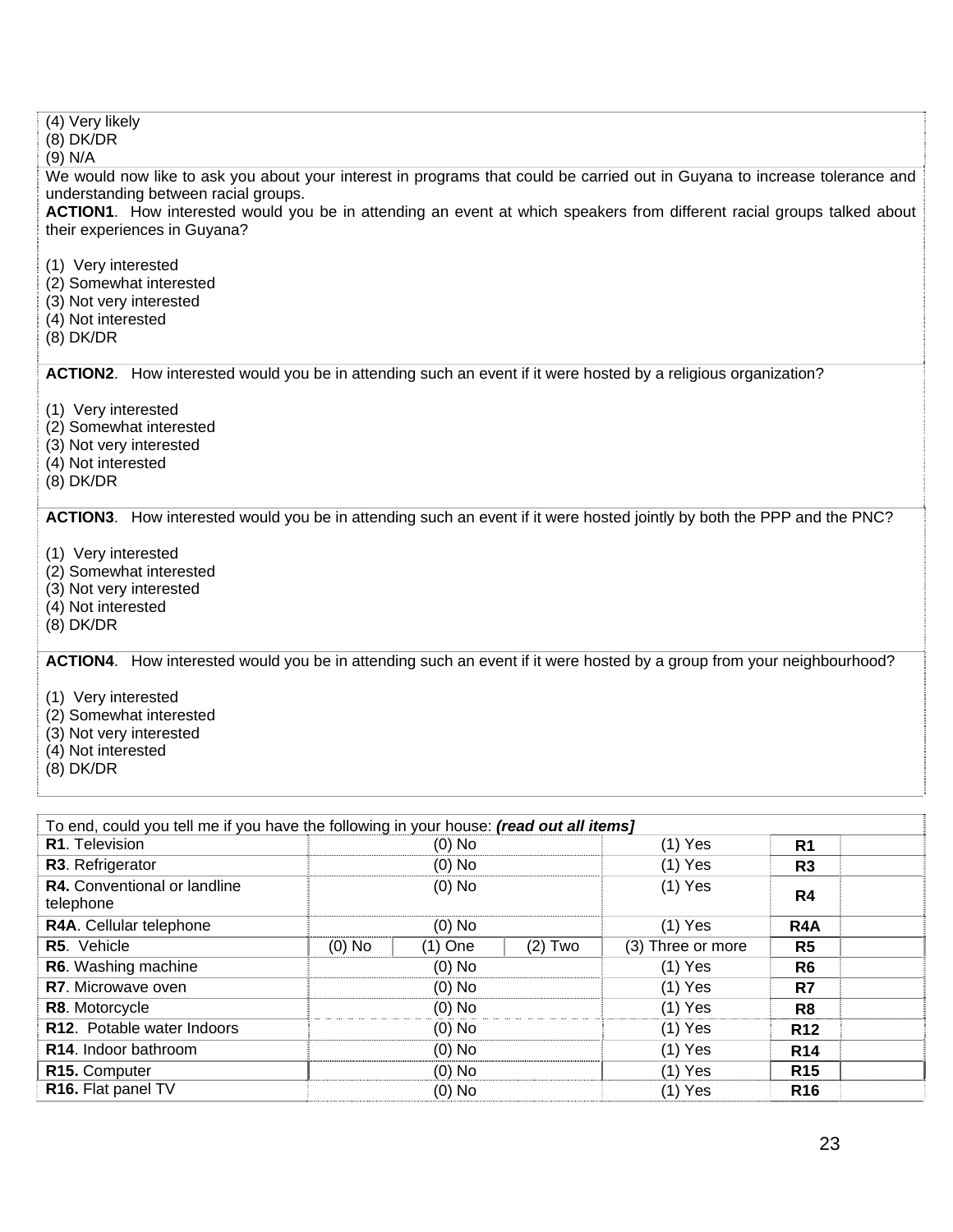(4) Very likely
(8) DK/DR
(9) N/A

We would now like to ask you about your interest in programs that could be carried out in Guyana to increase tolerance and understanding between racial groups.

**ACTION1**. How interested would you be in attending an event at which speakers from different racial groups talked about their experiences in Guyana?

(1) Very interested
(2) Somewhat interested
(3) Not very interested
(4) Not interested
(8) DK/DR

**ACTION2**. How interested would you be in attending such an event if it were hosted by a religious organization?

(1) Very interested
(2) Somewhat interested
(3) Not very interested
(4) Not interested
(8) DK/DR

**ACTION3**. How interested would you be in attending such an event if it were hosted jointly by both the PPP and the PNC?

(1) Very interested
(2) Somewhat interested
(3) Not very interested
(4) Not interested
(8) DK/DR

**ACTION4**. How interested would you be in attending such an event if it were hosted by a group from your neighbourhood?

(1) Very interested
(2) Somewhat interested
(3) Not very interested
(4) Not interested
(8) DK/DR

| To end, could you tell me if you have the following in your house: ***(read out all items)*** | | | | | | |
|---|---|---|---|---|---|---|
| **R1**. Television | (0) No | | | (1) Yes | **R1** | |
| **R3**. Refrigerator | (0) No | | | (1) Yes | **R3** | |
| **R4.** Conventional or landline telephone | (0) No | | | (1) Yes | **R4** | |
| **R4A**. Cellular telephone | (0) No | | | (1) Yes | **R4A** | |
| **R5**. Vehicle | (0) No | (1) One | (2) Two | (3) Three or more | **R5** | |
| **R6**. Washing machine | (0) No | | | (1) Yes | **R6** | |
| **R7**. Microwave oven | (0) No | | | (1) Yes | **R7** | |
| **R8**. Motorcycle | (0) No | | | (1) Yes | **R8** | |
| **R12**. Potable water Indoors | (0) No | | | (1) Yes | **R12** | |
| **R14**. Indoor bathroom | (0) No | | | (1) Yes | **R14** | |
| **R15.** Computer | (0) No | | | (1) Yes | **R15** | |
| **R16.** Flat panel TV | (0) No | | | (1) Yes | **R16** | |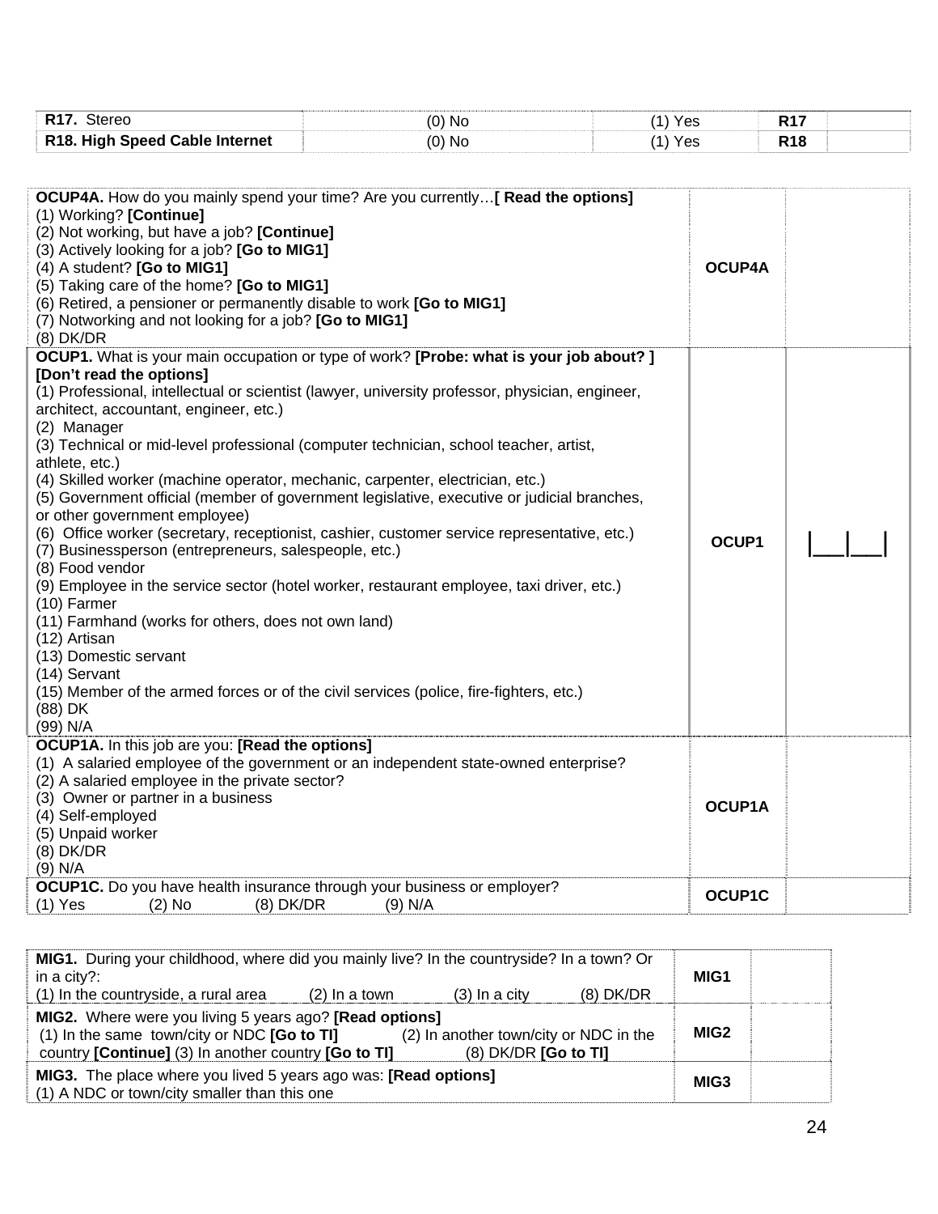| | | | | |
|---|---|---|---|---|
| **R17.** Stereo | (0) No | (1) Yes | **R17** | |
| **R18. High Speed Cable Internet** | (0) No | (1) Yes | **R18** | |

| | | |
|---|---|---|
| **OCUP4A.** How do you mainly spend your time? Are you currently…**[ Read the options]**<br>(1) Working? **[Continue]**<br>(2) Not working, but have a job? **[Continue]**<br>(3) Actively looking for a job? **[Go to MIG1]**<br>(4) A student? **[Go to MIG1]**<br>(5) Taking care of the home? **[Go to MIG1]**<br>(6) Retired, a pensioner or permanently disable to work **[Go to MIG1]**<br>(7) Notworking and not looking for a job? **[Go to MIG1]**<br>(8) DK/DR | **OCUP4A** | |
| **OCUP1.** What is your main occupation or type of work? **[Probe: what is your job about? ] [Don't read the options]**<br>(1) Professional, intellectual or scientist (lawyer, university professor, physician, engineer, architect, accountant, engineer, etc.)<br>(2) Manager<br>(3) Technical or mid-level professional (computer technician, school teacher, artist, athlete, etc.)<br>(4) Skilled worker (machine operator, mechanic, carpenter, electrician, etc.)<br>(5) Government official (member of government legislative, executive or judicial branches, or other government employee)<br>(6) Office worker (secretary, receptionist, cashier, customer service representative, etc.)<br>(7) Businessperson (entrepreneurs, salespeople, etc.)<br>(8) Food vendor<br>(9) Employee in the service sector (hotel worker, restaurant employee, taxi driver, etc.)<br>(10) Farmer<br>(11) Farmhand (works for others, does not own land)<br>(12) Artisan<br>(13) Domestic servant<br>(14) Servant<br>(15) Member of the armed forces or of the civil services (police, fire-fighters, etc.)<br>(88) DK<br>(99) N/A | **OCUP1** | \|\_\_\_\|\_\_\_\| |
| **OCUP1A.** In this job are you: **[Read the options]**<br>(1) A salaried employee of the government or an independent state-owned enterprise?<br>(2) A salaried employee in the private sector?<br>(3) Owner or partner in a business<br>(4) Self-employed<br>(5) Unpaid worker<br>(8) DK/DR<br>(9) N/A | **OCUP1A** | |
| **OCUP1C.** Do you have health insurance through your business or employer?<br>(1) Yes (2) No (8) DK/DR (9) N/A | **OCUP1C** | |

| | | |
|---|---|---|
| **MIG1.** During your childhood, where did you mainly live? In the countryside? In a town? Or in a city?:<br>(1) In the countryside, a rural area (2) In a town (3) In a city (8) DK/DR | **MIG1** | |
| **MIG2.** Where were you living 5 years ago? **[Read options]**<br>(1) In the same town/city or NDC **[Go to TI]** (2) In another town/city or NDC in the country **[Continue]** (3) In another country **[Go to TI]** (8) DK/DR **[Go to TI]** | **MIG2** | |
| **MIG3.** The place where you lived 5 years ago was: **[Read options]**<br>(1) A NDC or town/city smaller than this one | **MIG3** | |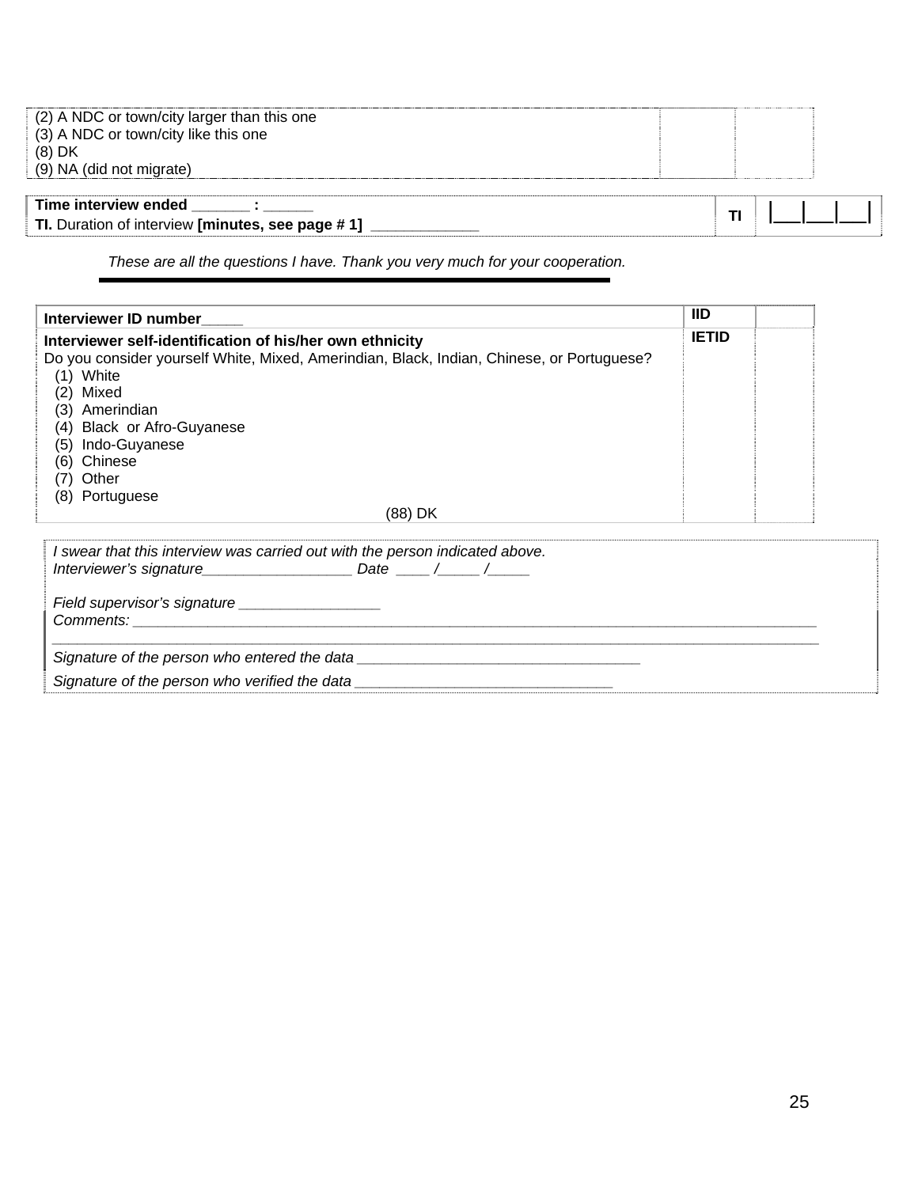| (2) A NDC or town/city larger than this one<br>(3) A NDC or town/city like this one<br>(8) DK<br>(9) NA (did not migrate) | | |
|---|---|---|

| **Time interview ended** _______ : ______<br>**TI.** Duration of interview **[minutes, see page # 1]** _____________ | **TI** | \|___\|___\|___\| |
|---|---|---|

*These are all the questions I have. Thank you very much for your cooperation.*

| **Interviewer ID number**_____ | **IID** | |
|---|---|---|
| **Interviewer self-identification of his/her own ethnicity**<br>Do you consider yourself White, Mixed, Amerindian, Black, Indian, Chinese, or Portuguese?<br>(1) White<br>(2) Mixed<br>(3) Amerindian<br>(4) Black or Afro-Guyanese<br>(5) Indo-Guyanese<br>(6) Chinese<br>(7) Other<br>(8) Portuguese<br>(88) DK | **IETID** | |

*I swear that this interview was carried out with the person indicated above.*
*Interviewer's signature__________________ Date ____ /_____ /_____*

*Field supervisor's signature _________________*
*Comments: ________________________________________________________________________________________*
*________________________________________________________________________________________________*
*Signature of the person who entered the data __________________________________*
*Signature of the person who verified the data _______________________________*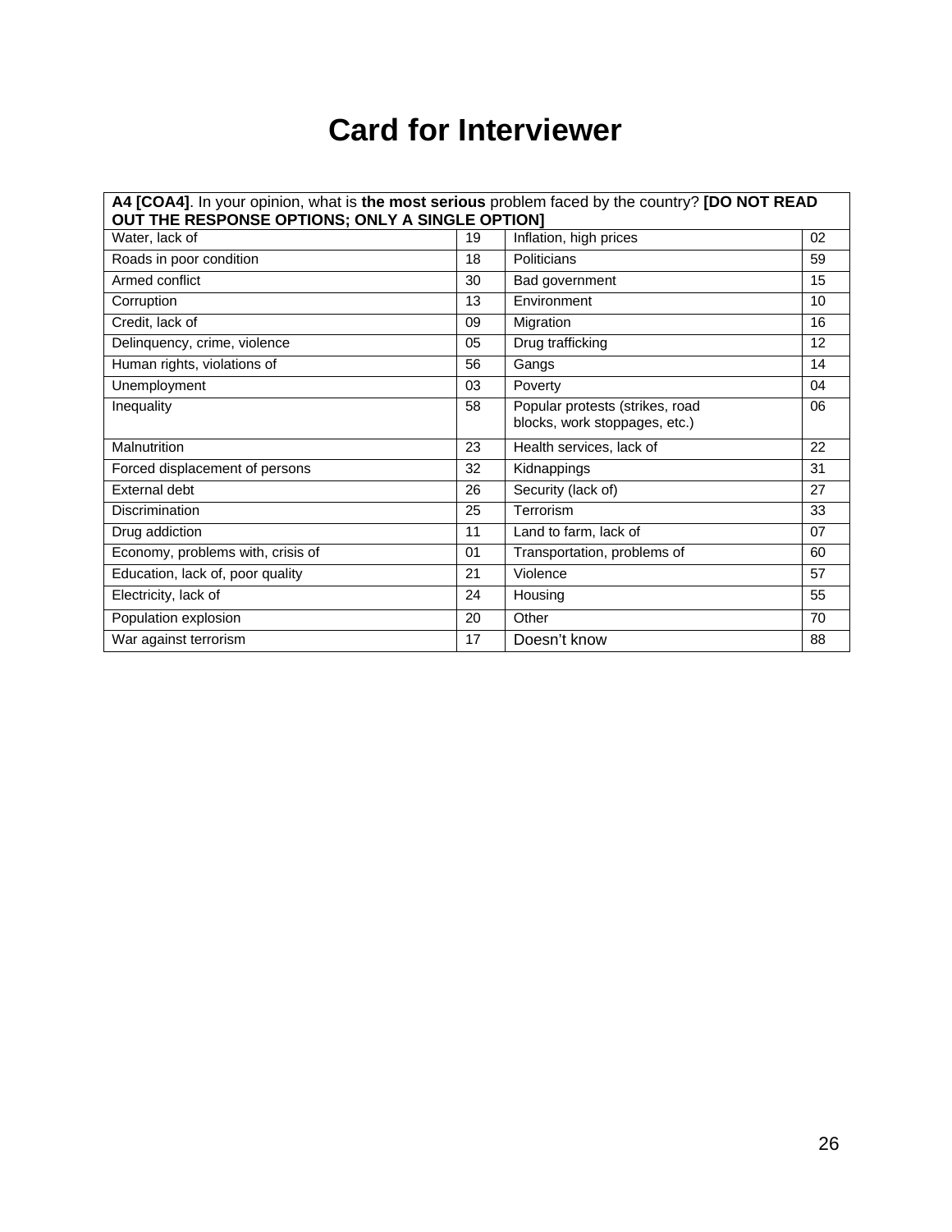# Card for Interviewer

| **A4 [COA4]**. In your opinion, what is **the most serious** problem faced by the country? **[DO NOT READ OUT THE RESPONSE OPTIONS; ONLY A SINGLE OPTION]** | | | |
|---|---|---|---|
| Water, lack of | 19 | Inflation, high prices | 02 |
| Roads in poor condition | 18 | Politicians | 59 |
| Armed conflict | 30 | Bad government | 15 |
| Corruption | 13 | Environment | 10 |
| Credit, lack of | 09 | Migration | 16 |
| Delinquency, crime, violence | 05 | Drug trafficking | 12 |
| Human rights, violations of | 56 | Gangs | 14 |
| Unemployment | 03 | Poverty | 04 |
| Inequality | 58 | Popular protests (strikes, road blocks, work stoppages, etc.) | 06 |
| Malnutrition | 23 | Health services, lack of | 22 |
| Forced displacement of persons | 32 | Kidnappings | 31 |
| External debt | 26 | Security (lack of) | 27 |
| Discrimination | 25 | Terrorism | 33 |
| Drug addiction | 11 | Land to farm, lack of | 07 |
| Economy, problems with, crisis of | 01 | Transportation, problems of | 60 |
| Education, lack of, poor quality | 21 | Violence | 57 |
| Electricity, lack of | 24 | Housing | 55 |
| Population explosion | 20 | Other | 70 |
| War against terrorism | 17 | Doesn't know | 88 |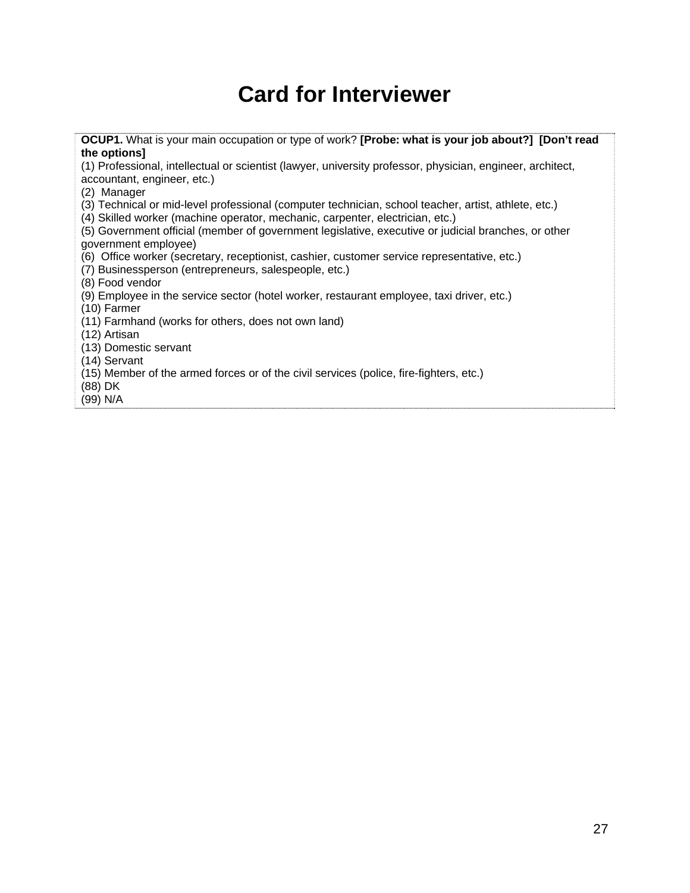# Card for Interviewer

**OCUP1.** What is your main occupation or type of work? **[Probe: what is your job about?] [Don't read the options]**
(1) Professional, intellectual or scientist (lawyer, university professor, physician, engineer, architect, accountant, engineer, etc.)
(2) Manager
(3) Technical or mid-level professional (computer technician, school teacher, artist, athlete, etc.)
(4) Skilled worker (machine operator, mechanic, carpenter, electrician, etc.)
(5) Government official (member of government legislative, executive or judicial branches, or other government employee)
(6) Office worker (secretary, receptionist, cashier, customer service representative, etc.)
(7) Businessperson (entrepreneurs, salespeople, etc.)
(8) Food vendor
(9) Employee in the service sector (hotel worker, restaurant employee, taxi driver, etc.)
(10) Farmer
(11) Farmhand (works for others, does not own land)
(12) Artisan
(13) Domestic servant
(14) Servant
(15) Member of the armed forces or of the civil services (police, fire-fighters, etc.)
(88) DK
(99) N/A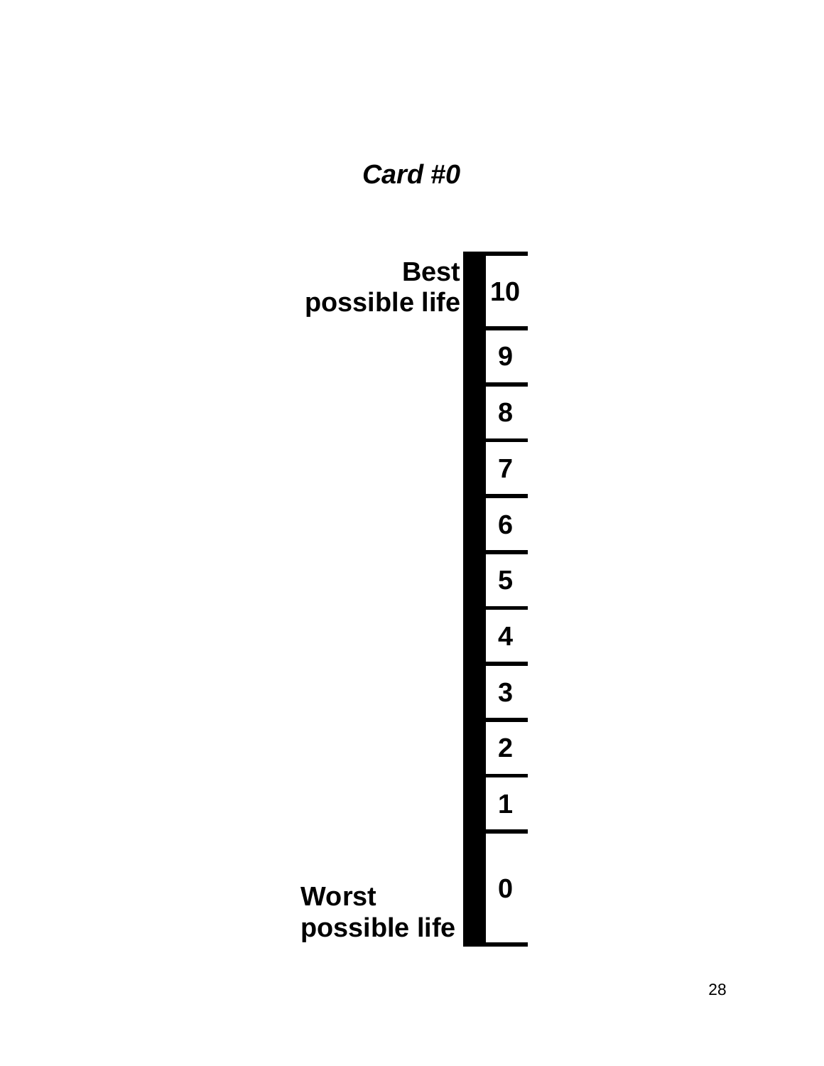***Card #0***

| | |
|---|---|
| **Best possible life** | **10** |
| | **9** |
| | **8** |
| | **7** |
| | **6** |
| | **5** |
| | **4** |
| | **3** |
| | **2** |
| | **1** |
| **Worst possible life** | **0** |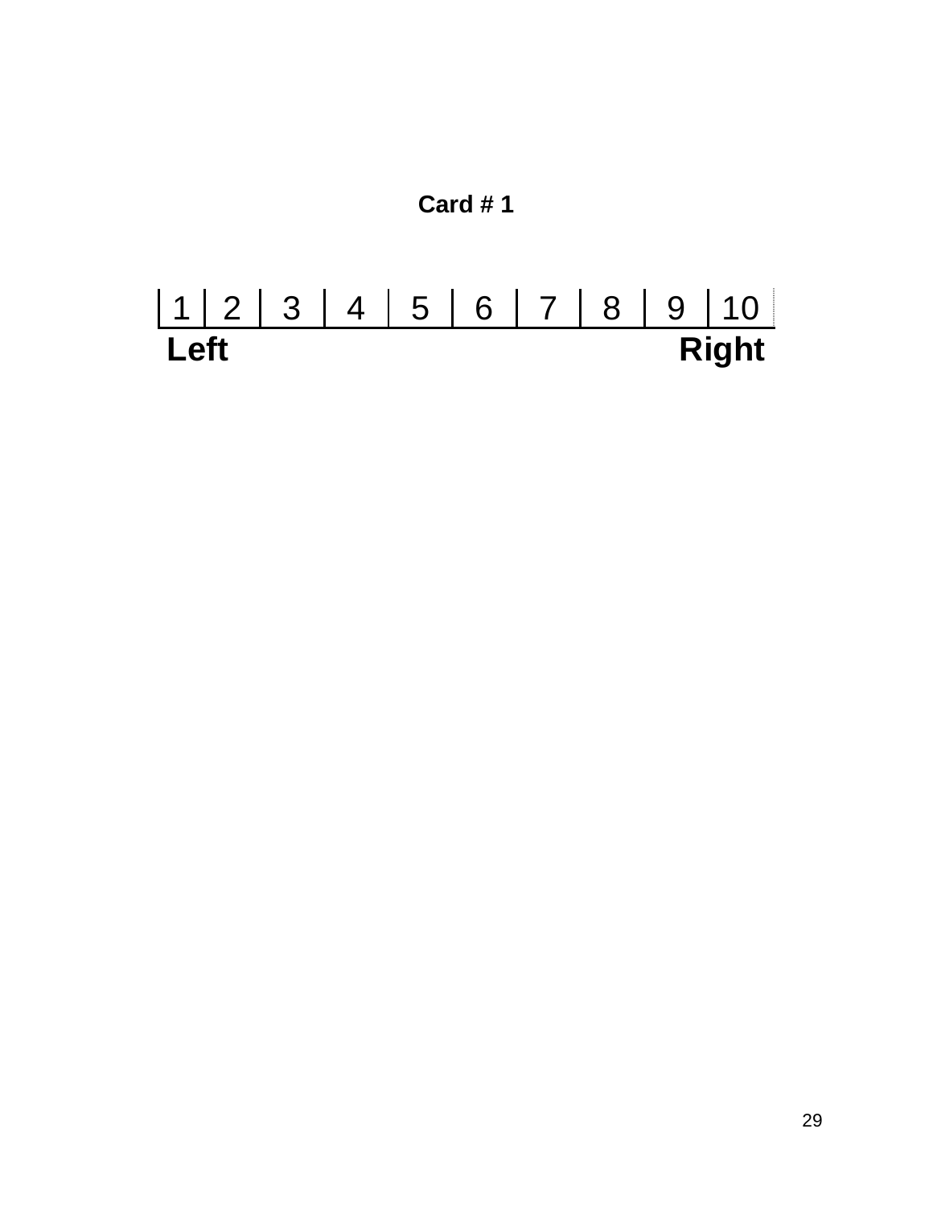**Card # 1**

| 1 | 2 | 3 | 4 | 5 | 6 | 7 | 8 | 9 | 10 |
|---|---|---|---|---|---|---|---|---|---|

**Left** **Right**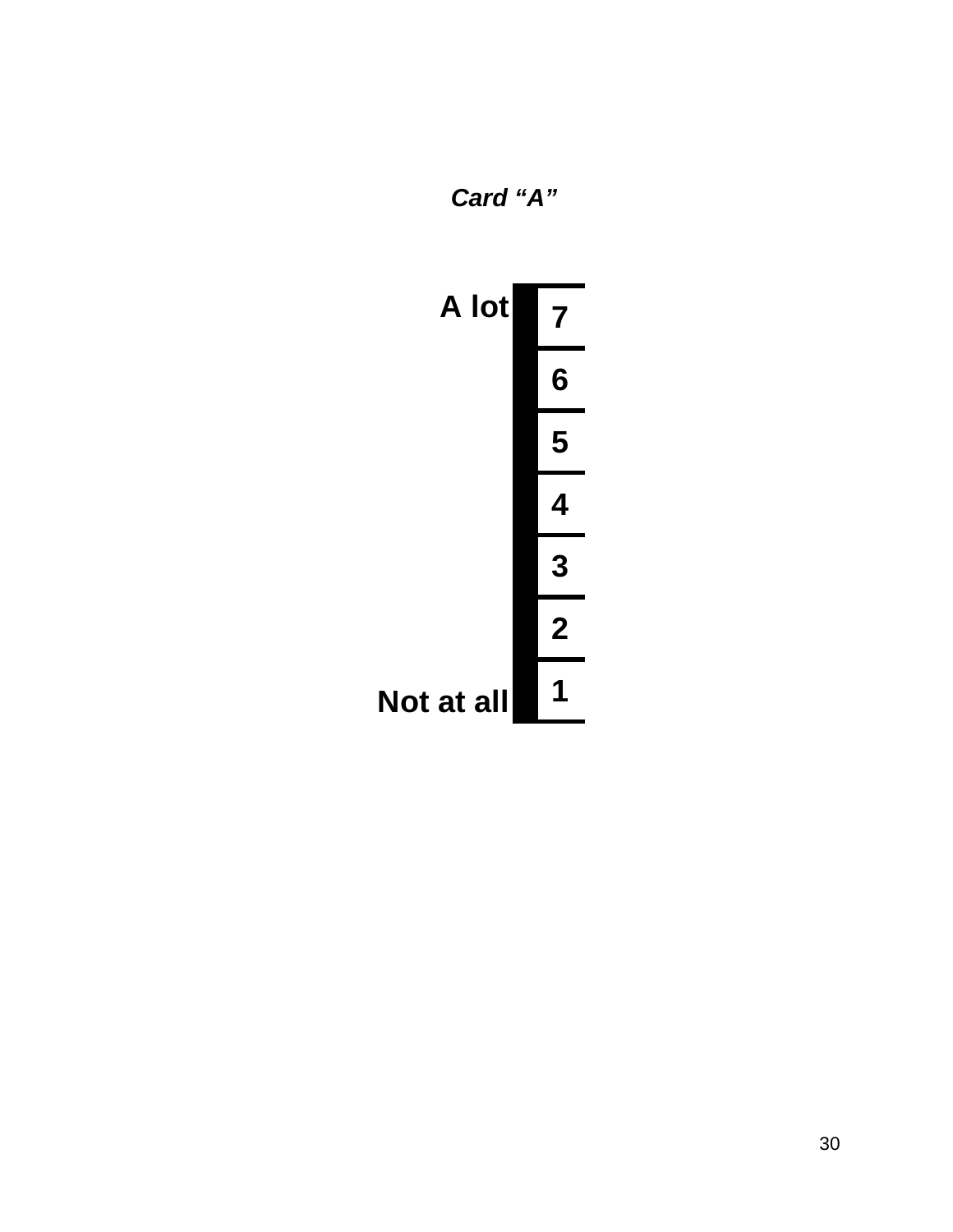***Card "A"***

| | |
|---|---|
| **A lot** | **7** |
| | **6** |
| | **5** |
| | **4** |
| | **3** |
| | **2** |
| **Not at all** | **1** |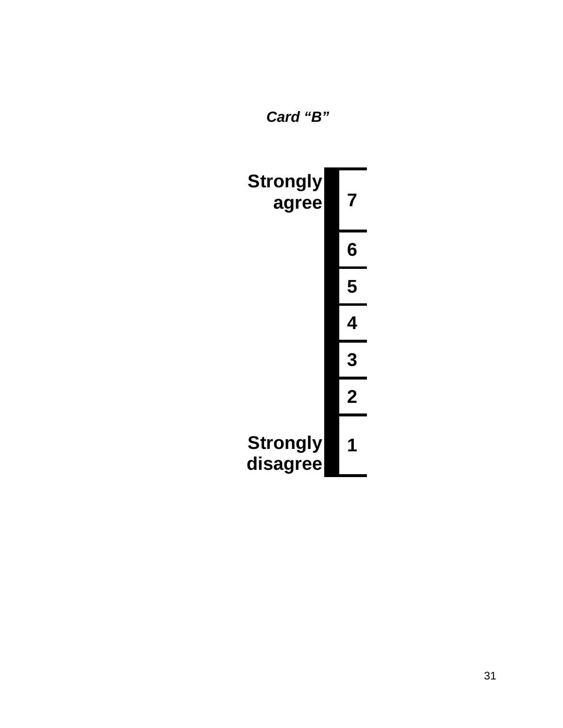*Card "B"*

| | |
|---|---|
| **Strongly agree** | **7** |
| | **6** |
| | **5** |
| | **4** |
| | **3** |
| | **2** |
| **Strongly disagree** | **1** |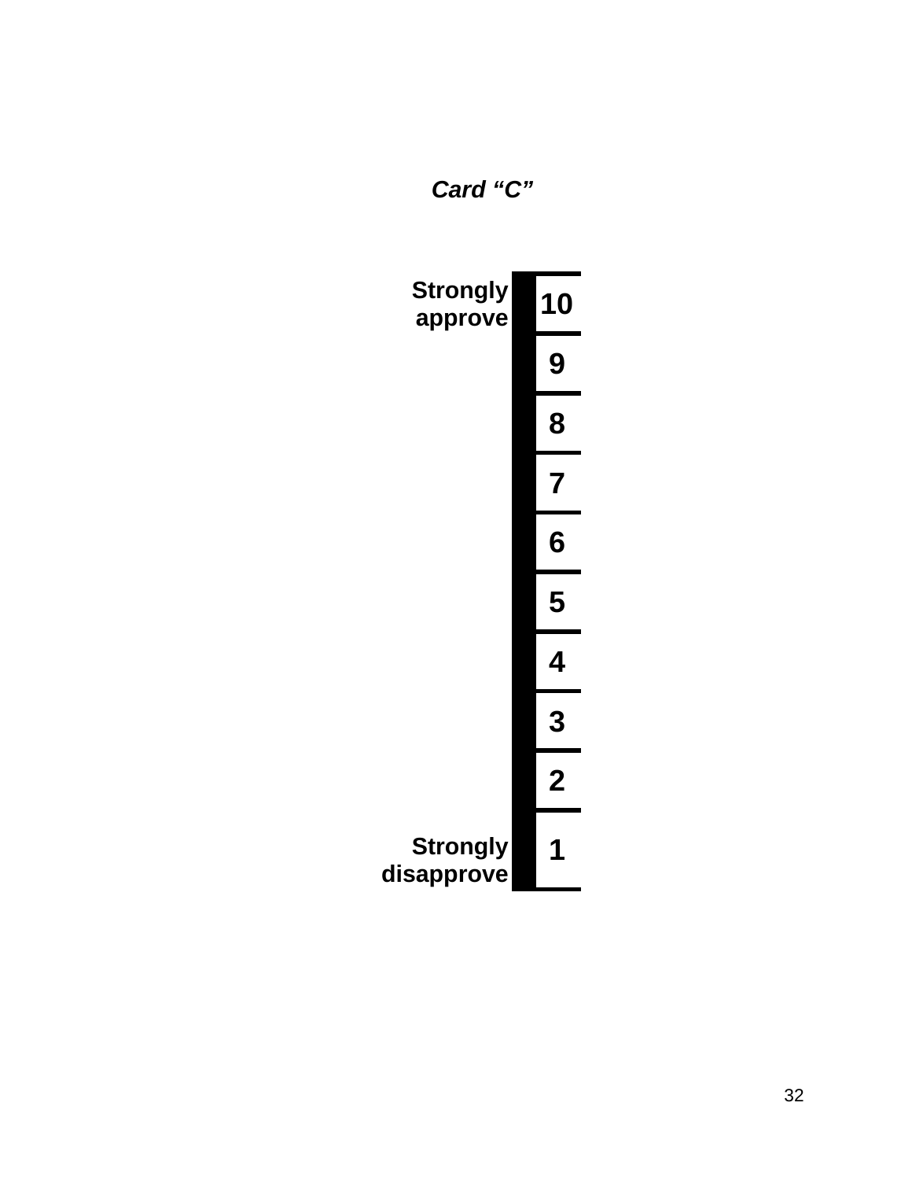***Card "C"***

| | |
|---|---|
| **Strongly approve** | **10** |
| | **9** |
| | **8** |
| | **7** |
| | **6** |
| | **5** |
| | **4** |
| | **3** |
| | **2** |
| **Strongly disapprove** | **1** |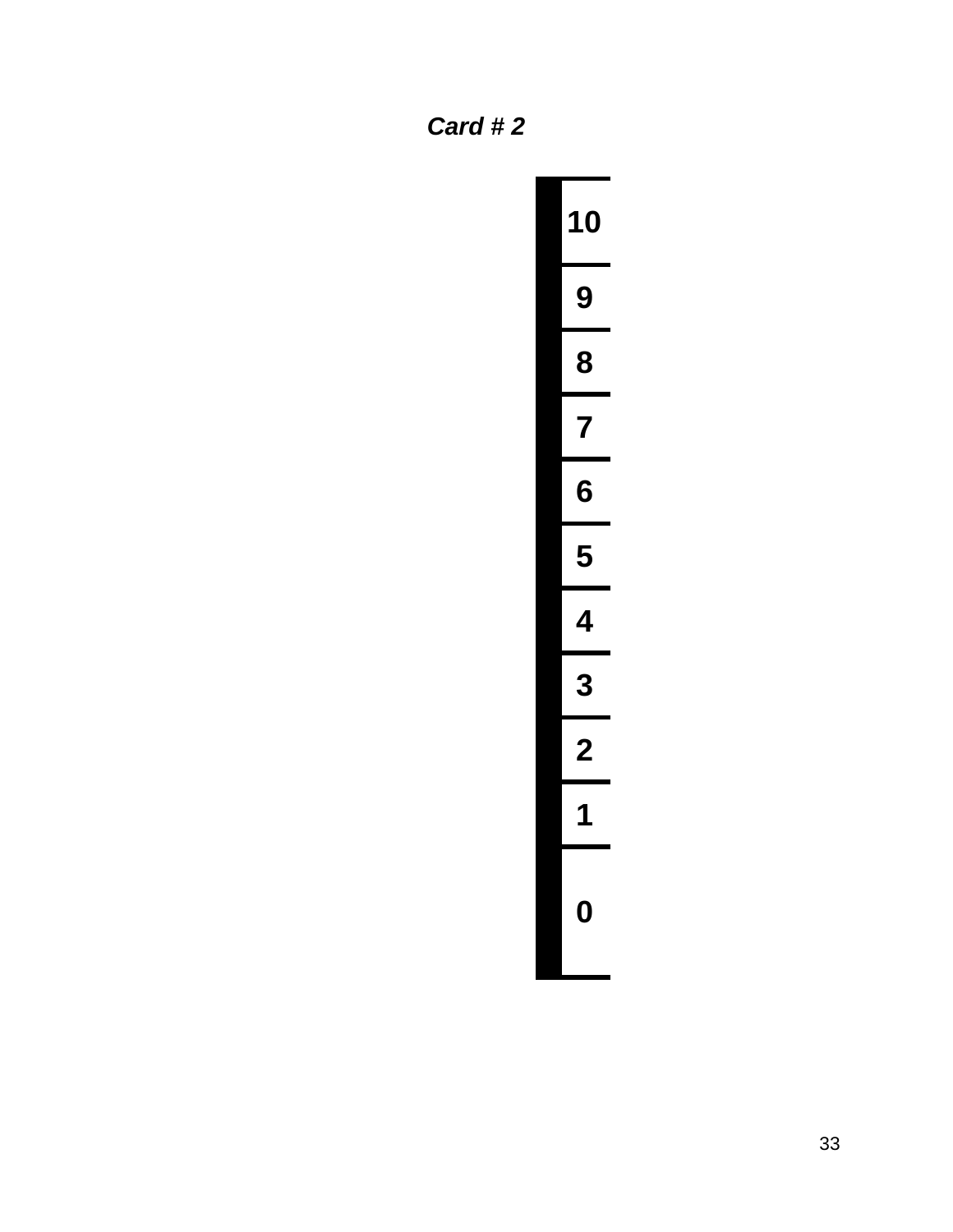***Card # 2***

| |
|---|
| 10 |
| 9 |
| 8 |
| 7 |
| 6 |
| 5 |
| 4 |
| 3 |
| 2 |
| 1 |
| 0 |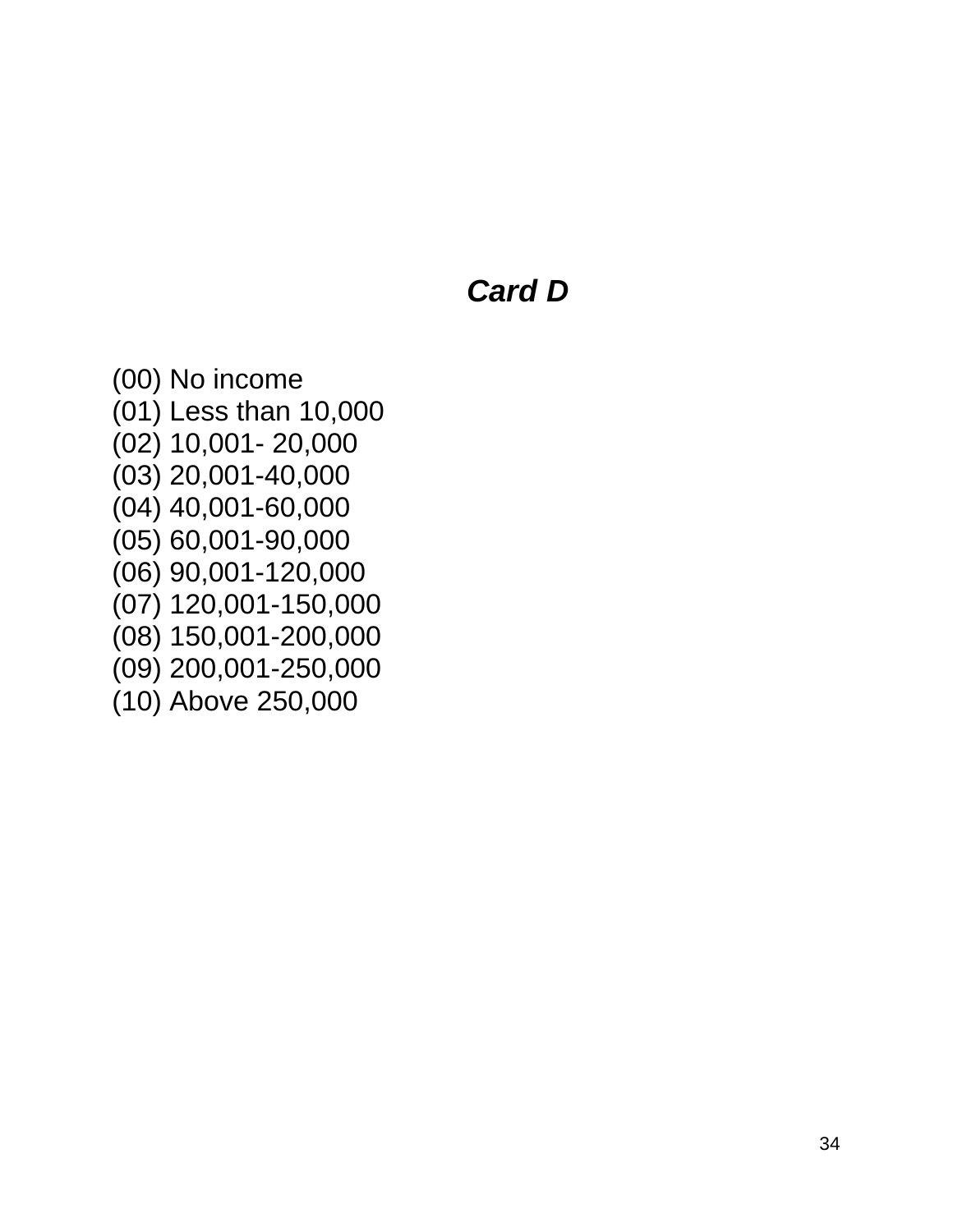***Card D***

(00) No income
(01) Less than 10,000
(02) 10,001- 20,000
(03) 20,001-40,000
(04) 40,001-60,000
(05) 60,001-90,000
(06) 90,001-120,000
(07) 120,001-150,000
(08) 150,001-200,000
(09) 200,001-250,000
(10) Above 250,000